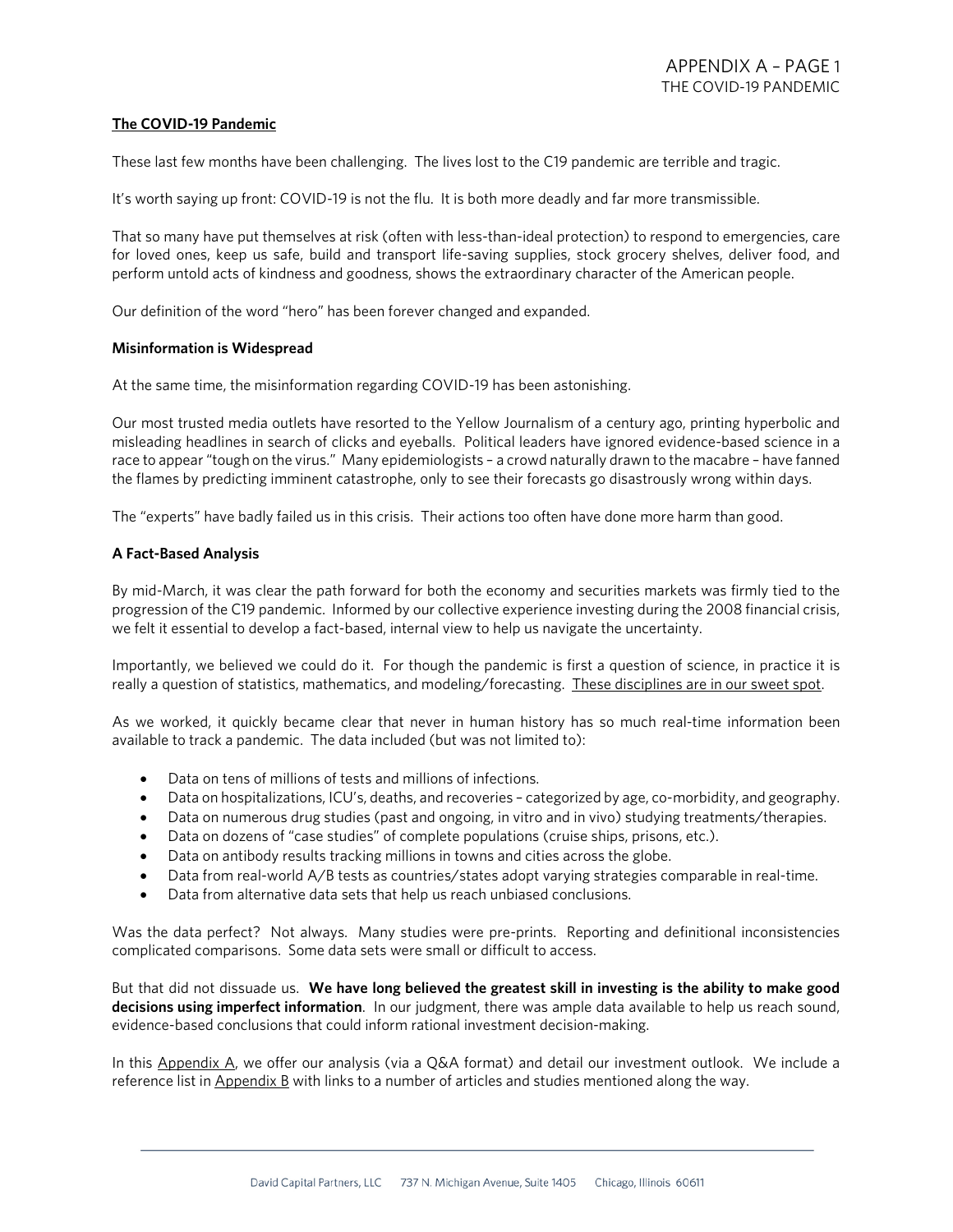## The COVID-19 Pandemic

These last few months have been challenging. The lives lost to the C19 pandemic are terrible and tragic.

It's worth saying up front: COVID-19 is not the flu. It is both more deadly and far more transmissible.

That so many have put themselves at risk (often with less-than-ideal protection) to respond to emergencies, care for loved ones, keep us safe, build and transport life-saving supplies, stock grocery shelves, deliver food, and perform untold acts of kindness and goodness, shows the extraordinary character of the American people.

Our definition of the word "hero" has been forever changed and expanded.

### Misinformation is Widespread

At the same time, the misinformation regarding COVID-19 has been astonishing.

Our most trusted media outlets have resorted to the Yellow Journalism of a century ago, printing hyperbolic and misleading headlines in search of clicks and eyeballs. Political leaders have ignored evidence-based science in a race to appear "tough on the virus." Many epidemiologists – a crowd naturally drawn to the macabre – have fanned the flames by predicting imminent catastrophe, only to see their forecasts go disastrously wrong within days.

The "experts" have badly failed us in this crisis. Their actions too often have done more harm than good.

### A Fact-Based Analysis

By mid-March, it was clear the path forward for both the economy and securities markets was firmly tied to the progression of the C19 pandemic. Informed by our collective experience investing during the 2008 financial crisis, we felt it essential to develop a fact-based, internal view to help us navigate the uncertainty.

Importantly, we believed we could do it. For though the pandemic is first a question of science, in practice it is really a question of statistics, mathematics, and modeling/forecasting. These disciplines are in our sweet spot.

As we worked, it quickly became clear that never in human history has so much real-time information been available to track a pandemic. The data included (but was not limited to):

- Data on tens of millions of tests and millions of infections.
- Data on hospitalizations, ICU's, deaths, and recoveries – categorized by age, co-morbidity, and geography.
- Data on numerous drug studies (past and ongoing, in vitro and in vivo) studying treatments/therapies.
- Data on dozens of "case studies" of complete populations (cruise ships, prisons, etc.).
- Data on antibody results tracking millions in towns and cities across the globe.
- Data from real-world A/B tests as countries/states adopt varying strategies comparable in real-time.
- Data from alternative data sets that help us reach unbiased conclusions.

Was the data perfect? Not always. Many studies were pre-prints. Reporting and definitional inconsistencies complicated comparisons. Some data sets were small or difficult to access.

But that did not dissuade us. **We have long believed the greatest skill in investing is the ability to make good decisions using imperfect information**. In our judgment, there was ample data available to help us reach sound, evidence-based conclusions that could inform rational investment decision-making.

In this Appendix A, we offer our analysis (via a Q&A format) and detail our investment outlook. We include a reference list in Appendix B with links to a number of articles and studies mentioned along the way.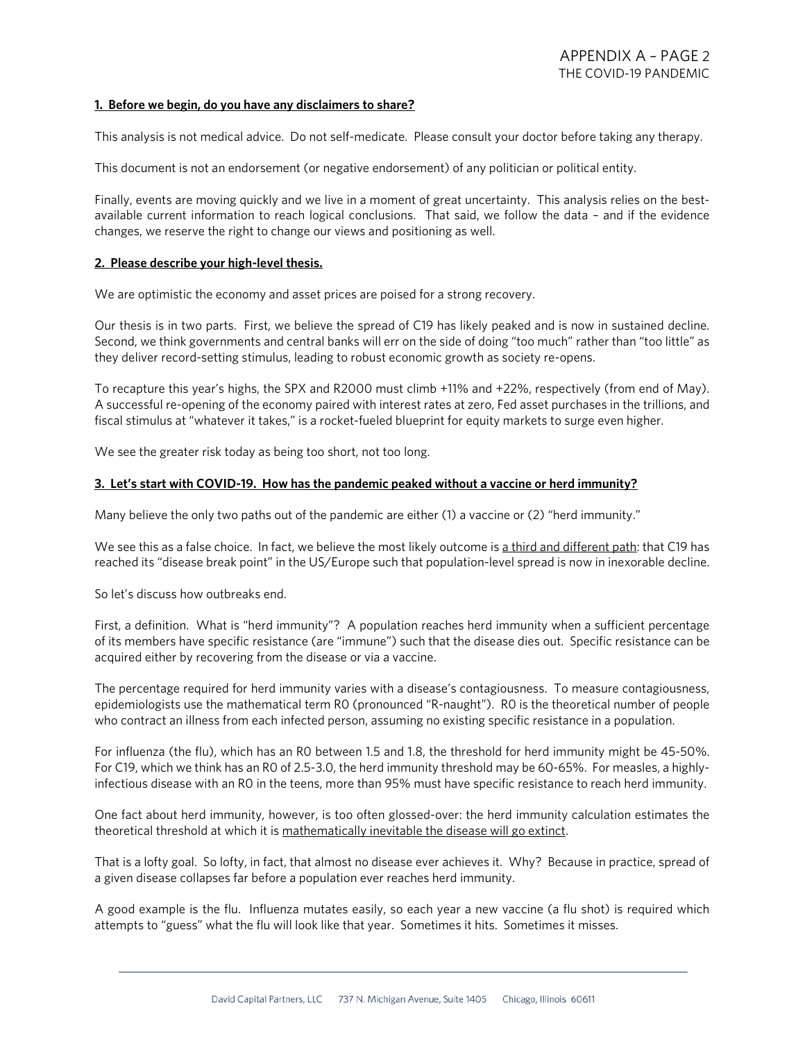### 1. Before we begin, do you have any disclaimers to share?

This analysis is not medical advice. Do not self-medicate. Please consult your doctor before taking any therapy.

This document is not an endorsement (or negative endorsement) of any politician or political entity.

Finally, events are moving quickly and we live in a moment of great uncertainty. This analysis relies on the best-available current information to reach logical conclusions. That said, we follow the data – and if the evidence changes, we reserve the right to change our views and positioning as well.

### 2. Please describe your high-level thesis.

We are optimistic the economy and asset prices are poised for a strong recovery.

Our thesis is in two parts. First, we believe the spread of C19 has likely peaked and is now in sustained decline. Second, we think governments and central banks will err on the side of doing "too much" rather than "too little" as they deliver record-setting stimulus, leading to robust economic growth as society re-opens.

To recapture this year's highs, the SPX and R2000 must climb +11% and +22%, respectively (from end of May). A successful re-opening of the economy paired with interest rates at zero, Fed asset purchases in the trillions, and fiscal stimulus at "whatever it takes," is a rocket-fueled blueprint for equity markets to surge even higher.

We see the greater risk today as being too short, not too long.

### 3. Let's start with COVID-19. How has the pandemic peaked without a vaccine or herd immunity?

Many believe the only two paths out of the pandemic are either (1) a vaccine or (2) "herd immunity."

We see this as a false choice. In fact, we believe the most likely outcome is a third and different path: that C19 has reached its "disease break point" in the US/Europe such that population-level spread is now in inexorable decline.

So let's discuss how outbreaks end.

First, a definition. What is "herd immunity"? A population reaches herd immunity when a sufficient percentage of its members have specific resistance (are "immune") such that the disease dies out. Specific resistance can be acquired either by recovering from the disease or via a vaccine.

The percentage required for herd immunity varies with a disease's contagiousness. To measure contagiousness, epidemiologists use the mathematical term R0 (pronounced "R-naught"). R0 is the theoretical number of people who contract an illness from each infected person, assuming no existing specific resistance in a population.

For influenza (the flu), which has an R0 between 1.5 and 1.8, the threshold for herd immunity might be 45-50%. For C19, which we think has an R0 of 2.5-3.0, the herd immunity threshold may be 60-65%. For measles, a highly-infectious disease with an R0 in the teens, more than 95% must have specific resistance to reach herd immunity.

One fact about herd immunity, however, is too often glossed-over: the herd immunity calculation estimates the theoretical threshold at which it is mathematically inevitable the disease will go extinct.

That is a lofty goal. So lofty, in fact, that almost no disease ever achieves it. Why? Because in practice, spread of a given disease collapses far before a population ever reaches herd immunity.

A good example is the flu. Influenza mutates easily, so each year a new vaccine (a flu shot) is required which attempts to "guess" what the flu will look like that year. Sometimes it hits. Sometimes it misses.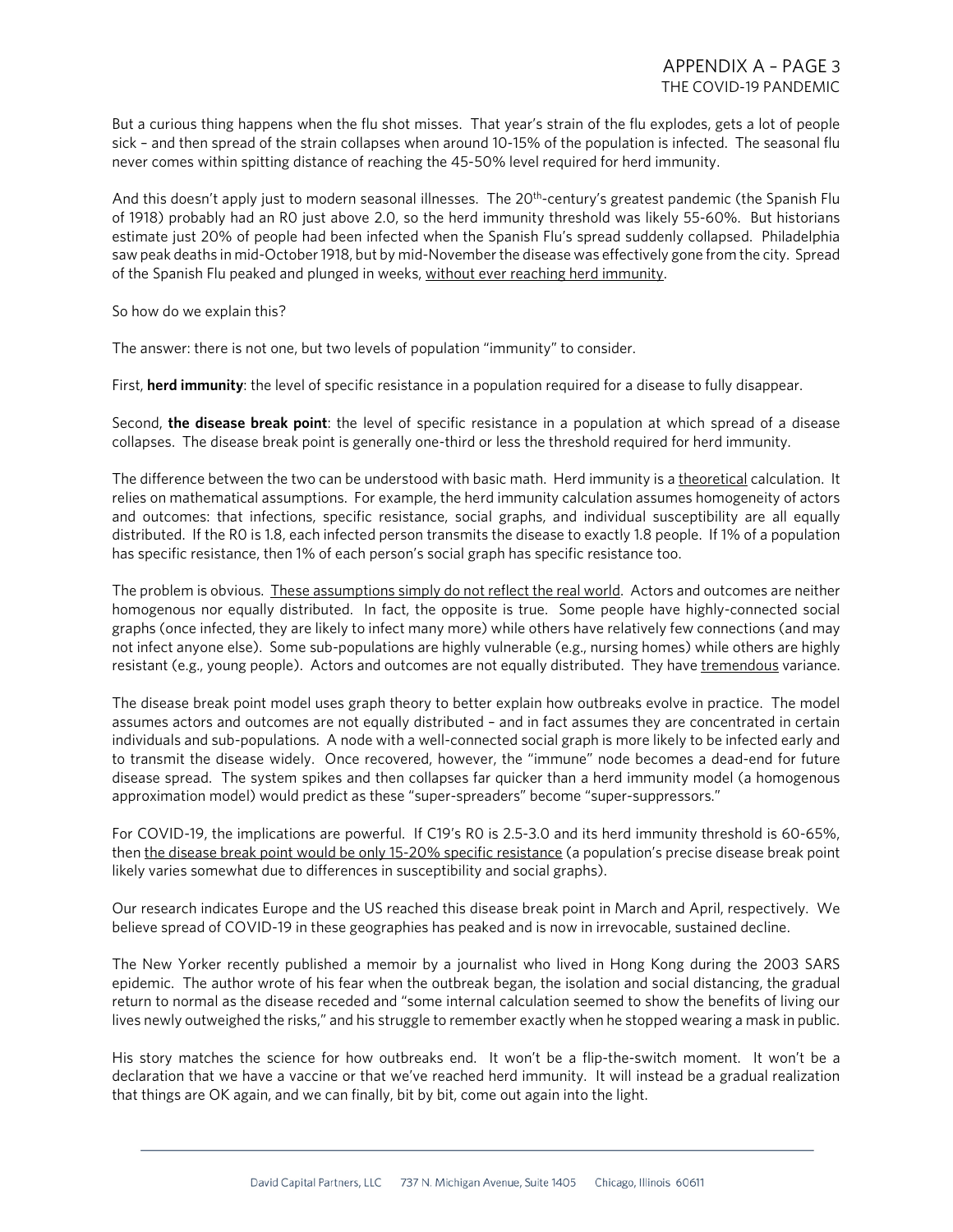But a curious thing happens when the flu shot misses. That year's strain of the flu explodes, gets a lot of people sick – and then spread of the strain collapses when around 10-15% of the population is infected. The seasonal flu never comes within spitting distance of reaching the 45-50% level required for herd immunity.

And this doesn't apply just to modern seasonal illnesses. The 20th-century's greatest pandemic (the Spanish Flu of 1918) probably had an R0 just above 2.0, so the herd immunity threshold was likely 55-60%. But historians estimate just 20% of people had been infected when the Spanish Flu's spread suddenly collapsed. Philadelphia saw peak deaths in mid-October 1918, but by mid-November the disease was effectively gone from the city. Spread of the Spanish Flu peaked and plunged in weeks, <u>without ever reaching herd immunity</u>.

So how do we explain this?

The answer: there is not one, but two levels of population "immunity" to consider.

First, **herd immunity**: the level of specific resistance in a population required for a disease to fully disappear.

Second, **the disease break point**: the level of specific resistance in a population at which spread of a disease collapses. The disease break point is generally one-third or less the threshold required for herd immunity.

The difference between the two can be understood with basic math. Herd immunity is a <u>theoretical</u> calculation. It relies on mathematical assumptions. For example, the herd immunity calculation assumes homogeneity of actors and outcomes: that infections, specific resistance, social graphs, and individual susceptibility are all equally distributed. If the R0 is 1.8, each infected person transmits the disease to exactly 1.8 people. If 1% of a population has specific resistance, then 1% of each person's social graph has specific resistance too.

The problem is obvious. <u>These assumptions simply do not reflect the real world</u>. Actors and outcomes are neither homogenous nor equally distributed. In fact, the opposite is true. Some people have highly-connected social graphs (once infected, they are likely to infect many more) while others have relatively few connections (and may not infect anyone else). Some sub-populations are highly vulnerable (e.g., nursing homes) while others are highly resistant (e.g., young people). Actors and outcomes are not equally distributed. They have <u>tremendous</u> variance.

The disease break point model uses graph theory to better explain how outbreaks evolve in practice. The model assumes actors and outcomes are not equally distributed – and in fact assumes they are concentrated in certain individuals and sub-populations. A node with a well-connected social graph is more likely to be infected early and to transmit the disease widely. Once recovered, however, the "immune" node becomes a dead-end for future disease spread. The system spikes and then collapses far quicker than a herd immunity model (a homogenous approximation model) would predict as these "super-spreaders" become "super-suppressors."

For COVID-19, the implications are powerful. If C19's R0 is 2.5-3.0 and its herd immunity threshold is 60-65%, then <u>the disease break point would be only 15-20% specific resistance</u> (a population's precise disease break point likely varies somewhat due to differences in susceptibility and social graphs).

Our research indicates Europe and the US reached this disease break point in March and April, respectively. We believe spread of COVID-19 in these geographies has peaked and is now in irrevocable, sustained decline.

The New Yorker recently published a memoir by a journalist who lived in Hong Kong during the 2003 SARS epidemic. The author wrote of his fear when the outbreak began, the isolation and social distancing, the gradual return to normal as the disease receded and "some internal calculation seemed to show the benefits of living our lives newly outweighed the risks," and his struggle to remember exactly when he stopped wearing a mask in public.

His story matches the science for how outbreaks end. It won't be a flip-the-switch moment. It won't be a declaration that we have a vaccine or that we've reached herd immunity. It will instead be a gradual realization that things are OK again, and we can finally, bit by bit, come out again into the light.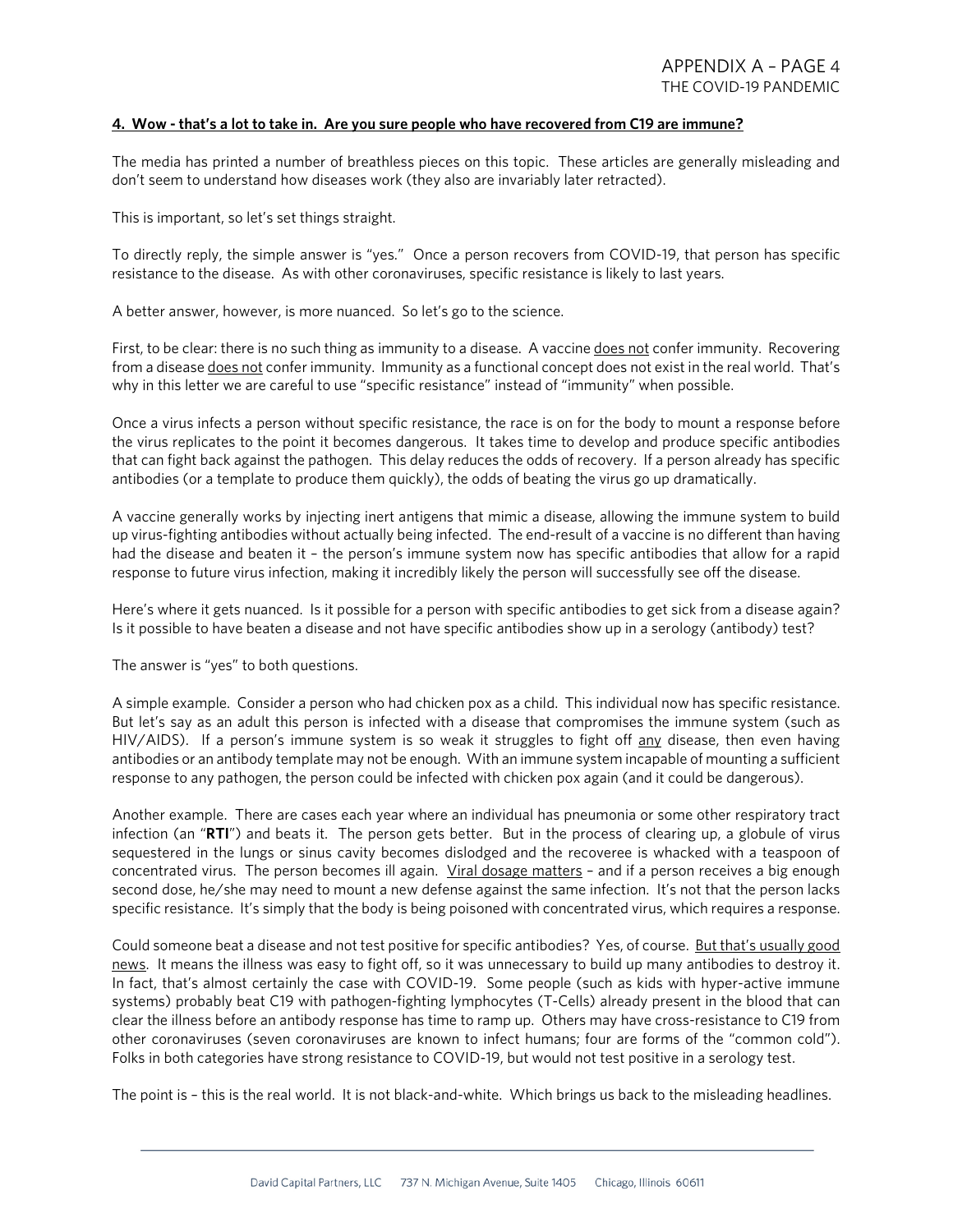#### 4. Wow - that's a lot to take in. Are you sure people who have recovered from C19 are immune?

The media has printed a number of breathless pieces on this topic. These articles are generally misleading and don't seem to understand how diseases work (they also are invariably later retracted).

This is important, so let's set things straight.

To directly reply, the simple answer is "yes." Once a person recovers from COVID-19, that person has specific resistance to the disease. As with other coronaviruses, specific resistance is likely to last years.

A better answer, however, is more nuanced. So let's go to the science.

First, to be clear: there is no such thing as immunity to a disease. A vaccine does not confer immunity. Recovering from a disease does not confer immunity. Immunity as a functional concept does not exist in the real world. That's why in this letter we are careful to use "specific resistance" instead of "immunity" when possible.

Once a virus infects a person without specific resistance, the race is on for the body to mount a response before the virus replicates to the point it becomes dangerous. It takes time to develop and produce specific antibodies that can fight back against the pathogen. This delay reduces the odds of recovery. If a person already has specific antibodies (or a template to produce them quickly), the odds of beating the virus go up dramatically.

A vaccine generally works by injecting inert antigens that mimic a disease, allowing the immune system to build up virus-fighting antibodies without actually being infected. The end-result of a vaccine is no different than having had the disease and beaten it – the person's immune system now has specific antibodies that allow for a rapid response to future virus infection, making it incredibly likely the person will successfully see off the disease.

Here's where it gets nuanced. Is it possible for a person with specific antibodies to get sick from a disease again? Is it possible to have beaten a disease and not have specific antibodies show up in a serology (antibody) test?

The answer is "yes" to both questions.

A simple example. Consider a person who had chicken pox as a child. This individual now has specific resistance. But let's say as an adult this person is infected with a disease that compromises the immune system (such as HIV/AIDS). If a person's immune system is so weak it struggles to fight off any disease, then even having antibodies or an antibody template may not be enough. With an immune system incapable of mounting a sufficient response to any pathogen, the person could be infected with chicken pox again (and it could be dangerous).

Another example. There are cases each year where an individual has pneumonia or some other respiratory tract infection (an "**RTI**") and beats it. The person gets better. But in the process of clearing up, a globule of virus sequestered in the lungs or sinus cavity becomes dislodged and the recoveree is whacked with a teaspoon of concentrated virus. The person becomes ill again. Viral dosage matters – and if a person receives a big enough second dose, he/she may need to mount a new defense against the same infection. It's not that the person lacks specific resistance. It's simply that the body is being poisoned with concentrated virus, which requires a response.

Could someone beat a disease and not test positive for specific antibodies? Yes, of course. But that's usually good news. It means the illness was easy to fight off, so it was unnecessary to build up many antibodies to destroy it. In fact, that's almost certainly the case with COVID-19. Some people (such as kids with hyper-active immune systems) probably beat C19 with pathogen-fighting lymphocytes (T-Cells) already present in the blood that can clear the illness before an antibody response has time to ramp up. Others may have cross-resistance to C19 from other coronaviruses (seven coronaviruses are known to infect humans; four are forms of the "common cold"). Folks in both categories have strong resistance to COVID-19, but would not test positive in a serology test.

The point is – this is the real world. It is not black-and-white. Which brings us back to the misleading headlines.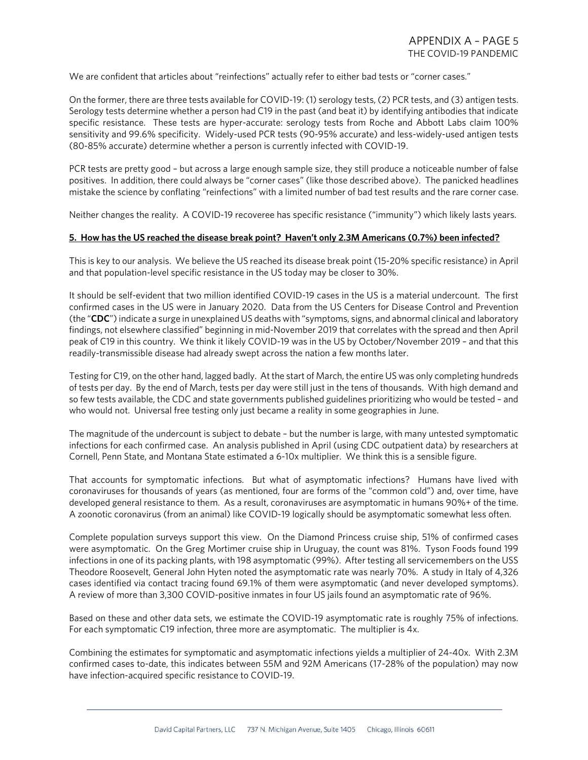We are confident that articles about "reinfections" actually refer to either bad tests or "corner cases."

On the former, there are three tests available for COVID-19: (1) serology tests, (2) PCR tests, and (3) antigen tests. Serology tests determine whether a person had C19 in the past (and beat it) by identifying antibodies that indicate specific resistance. These tests are hyper-accurate: serology tests from Roche and Abbott Labs claim 100% sensitivity and 99.6% specificity. Widely-used PCR tests (90-95% accurate) and less-widely-used antigen tests (80-85% accurate) determine whether a person is currently infected with COVID-19.

PCR tests are pretty good – but across a large enough sample size, they still produce a noticeable number of false positives. In addition, there could always be "corner cases" (like those described above). The panicked headlines mistake the science by conflating "reinfections" with a limited number of bad test results and the rare corner case.

Neither changes the reality. A COVID-19 recoveree has specific resistance ("immunity") which likely lasts years.

**5. How has the US reached the disease break point? Haven't only 2.3M Americans (0.7%) been infected?**

This is key to our analysis. We believe the US reached its disease break point (15-20% specific resistance) in April and that population-level specific resistance in the US today may be closer to 30%.

It should be self-evident that two million identified COVID-19 cases in the US is a material undercount. The first confirmed cases in the US were in January 2020. Data from the US Centers for Disease Control and Prevention (the "**CDC**") indicate a surge in unexplained US deaths with "symptoms, signs, and abnormal clinical and laboratory findings, not elsewhere classified" beginning in mid-November 2019 that correlates with the spread and then April peak of C19 in this country. We think it likely COVID-19 was in the US by October/November 2019 – and that this readily-transmissible disease had already swept across the nation a few months later.

Testing for C19, on the other hand, lagged badly. At the start of March, the entire US was only completing hundreds of tests per day. By the end of March, tests per day were still just in the tens of thousands. With high demand and so few tests available, the CDC and state governments published guidelines prioritizing who would be tested – and who would not. Universal free testing only just became a reality in some geographies in June.

The magnitude of the undercount is subject to debate – but the number is large, with many untested symptomatic infections for each confirmed case. An analysis published in April (using CDC outpatient data) by researchers at Cornell, Penn State, and Montana State estimated a 6-10x multiplier. We think this is a sensible figure.

That accounts for symptomatic infections. But what of asymptomatic infections? Humans have lived with coronaviruses for thousands of years (as mentioned, four are forms of the "common cold") and, over time, have developed general resistance to them. As a result, coronaviruses are asymptomatic in humans 90%+ of the time. A zoonotic coronavirus (from an animal) like COVID-19 logically should be asymptomatic somewhat less often.

Complete population surveys support this view. On the Diamond Princess cruise ship, 51% of confirmed cases were asymptomatic. On the Greg Mortimer cruise ship in Uruguay, the count was 81%. Tyson Foods found 199 infections in one of its packing plants, with 198 asymptomatic (99%). After testing all servicemembers on the USS Theodore Roosevelt, General John Hyten noted the asymptomatic rate was nearly 70%. A study in Italy of 4,326 cases identified via contact tracing found 69.1% of them were asymptomatic (and never developed symptoms). A review of more than 3,300 COVID-positive inmates in four US jails found an asymptomatic rate of 96%.

Based on these and other data sets, we estimate the COVID-19 asymptomatic rate is roughly 75% of infections. For each symptomatic C19 infection, three more are asymptomatic. The multiplier is 4x.

Combining the estimates for symptomatic and asymptomatic infections yields a multiplier of 24-40x. With 2.3M confirmed cases to-date, this indicates between 55M and 92M Americans (17-28% of the population) may now have infection-acquired specific resistance to COVID-19.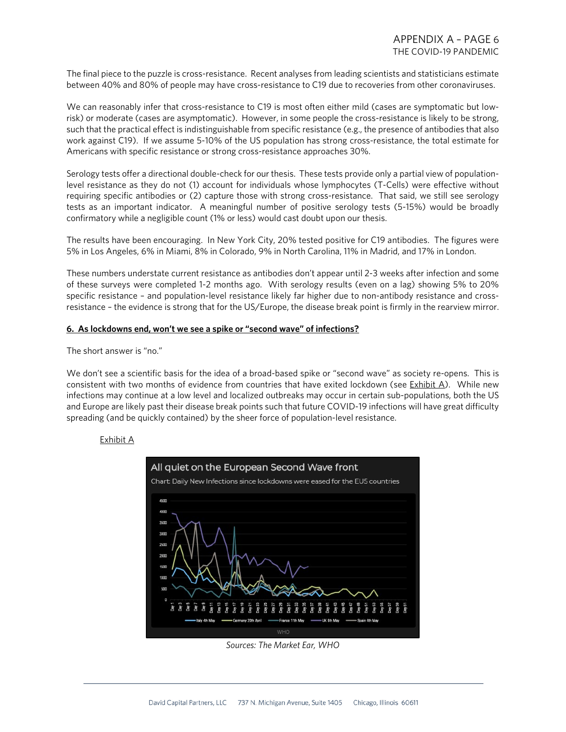The final piece to the puzzle is cross-resistance. Recent analyses from leading scientists and statisticians estimate between 40% and 80% of people may have cross-resistance to C19 due to recoveries from other coronaviruses.

We can reasonably infer that cross-resistance to C19 is most often either mild (cases are symptomatic but low-risk) or moderate (cases are asymptomatic). However, in some people the cross-resistance is likely to be strong, such that the practical effect is indistinguishable from specific resistance (e.g., the presence of antibodies that also work against C19). If we assume 5-10% of the US population has strong cross-resistance, the total estimate for Americans with specific resistance or strong cross-resistance approaches 30%.

Serology tests offer a directional double-check for our thesis. These tests provide only a partial view of population-level resistance as they do not (1) account for individuals whose lymphocytes (T-Cells) were effective without requiring specific antibodies or (2) capture those with strong cross-resistance. That said, we still see serology tests as an important indicator. A meaningful number of positive serology tests (5-15%) would be broadly confirmatory while a negligible count (1% or less) would cast doubt upon our thesis.

The results have been encouraging. In New York City, 20% tested positive for C19 antibodies. The figures were 5% in Los Angeles, 6% in Miami, 8% in Colorado, 9% in North Carolina, 11% in Madrid, and 17% in London.

These numbers understate current resistance as antibodies don't appear until 2-3 weeks after infection and some of these surveys were completed 1-2 months ago. With serology results (even on a lag) showing 5% to 20% specific resistance – and population-level resistance likely far higher due to non-antibody resistance and cross-resistance – the evidence is strong that for the US/Europe, the disease break point is firmly in the rearview mirror.

**6. As lockdowns end, won't we see a spike or "second wave" of infections?**

The short answer is "no."

We don't see a scientific basis for the idea of a broad-based spike or "second wave" as society re-opens. This is consistent with two months of evidence from countries that have exited lockdown (see Exhibit A). While new infections may continue at a low level and localized outbreaks may occur in certain sub-populations, both the US and Europe are likely past their disease break points such that future COVID-19 infections will have great difficulty spreading (and be quickly contained) by the sheer force of population-level resistance.

Exhibit A

All quiet on the European Second Wave front

Chart: Daily New Infections since lockdowns were eased for the EU5 countries

*Sources: The Market Ear, WHO*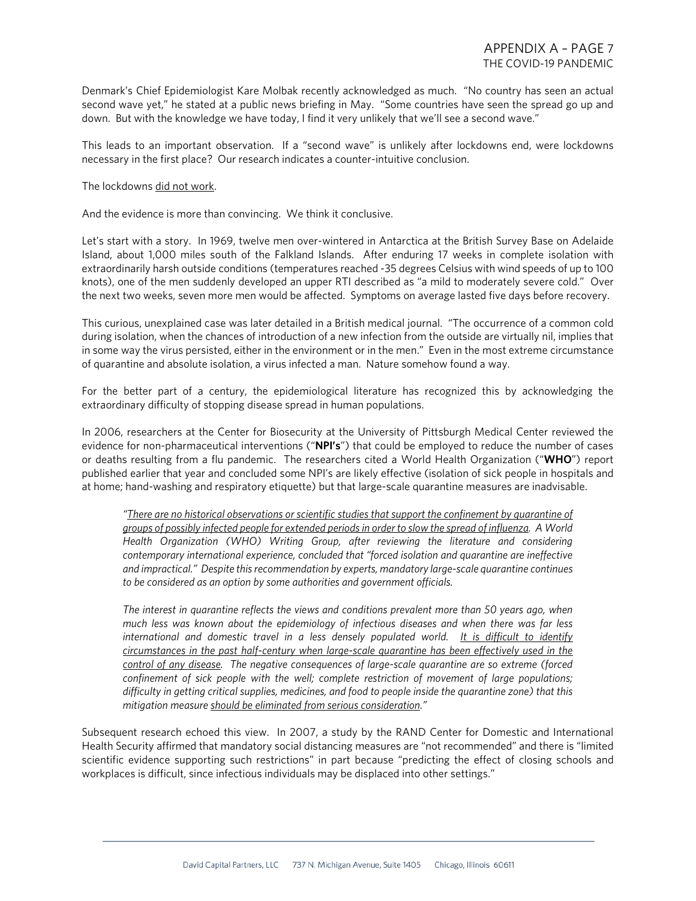Denmark's Chief Epidemiologist Kare Molbak recently acknowledged as much. "No country has seen an actual second wave yet," he stated at a public news briefing in May. "Some countries have seen the spread go up and down. But with the knowledge we have today, I find it very unlikely that we'll see a second wave."

This leads to an important observation. If a "second wave" is unlikely after lockdowns end, were lockdowns necessary in the first place? Our research indicates a counter-intuitive conclusion.

The lockdowns <u>did not work</u>.

And the evidence is more than convincing. We think it conclusive.

Let's start with a story. In 1969, twelve men over-wintered in Antarctica at the British Survey Base on Adelaide Island, about 1,000 miles south of the Falkland Islands. After enduring 17 weeks in complete isolation with extraordinarily harsh outside conditions (temperatures reached -35 degrees Celsius with wind speeds of up to 100 knots), one of the men suddenly developed an upper RTI described as "a mild to moderately severe cold." Over the next two weeks, seven more men would be affected. Symptoms on average lasted five days before recovery.

This curious, unexplained case was later detailed in a British medical journal. "The occurrence of a common cold during isolation, when the chances of introduction of a new infection from the outside are virtually nil, implies that in some way the virus persisted, either in the environment or in the men." Even in the most extreme circumstance of quarantine and absolute isolation, a virus infected a man. Nature somehow found a way.

For the better part of a century, the epidemiological literature has recognized this by acknowledging the extraordinary difficulty of stopping disease spread in human populations.

In 2006, researchers at the Center for Biosecurity at the University of Pittsburgh Medical Center reviewed the evidence for non-pharmaceutical interventions ("**NPI's**") that could be employed to reduce the number of cases or deaths resulting from a flu pandemic. The researchers cited a World Health Organization ("**WHO**") report published earlier that year and concluded some NPI's are likely effective (isolation of sick people in hospitals and at home; hand-washing and respiratory etiquette) but that large-scale quarantine measures are inadvisable.

> *"<u>There are no historical observations or scientific studies that support the confinement by quarantine of groups of possibly infected people for extended periods in order to slow the spread of influenza</u>. A World Health Organization (WHO) Writing Group, after reviewing the literature and considering contemporary international experience, concluded that "forced isolation and quarantine are ineffective and impractical." Despite this recommendation by experts, mandatory large-scale quarantine continues to be considered as an option by some authorities and government officials.*
>
> *The interest in quarantine reflects the views and conditions prevalent more than 50 years ago, when much less was known about the epidemiology of infectious diseases and when there was far less international and domestic travel in a less densely populated world. <u>It is difficult to identify circumstances in the past half-century when large-scale quarantine has been effectively used in the control of any disease</u>. The negative consequences of large-scale quarantine are so extreme (forced confinement of sick people with the well; complete restriction of movement of large populations; difficulty in getting critical supplies, medicines, and food to people inside the quarantine zone) that this mitigation measure <u>should be eliminated from serious consideration</u>."*

Subsequent research echoed this view. In 2007, a study by the RAND Center for Domestic and International Health Security affirmed that mandatory social distancing measures are "not recommended" and there is "limited scientific evidence supporting such restrictions" in part because "predicting the effect of closing schools and workplaces is difficult, since infectious individuals may be displaced into other settings."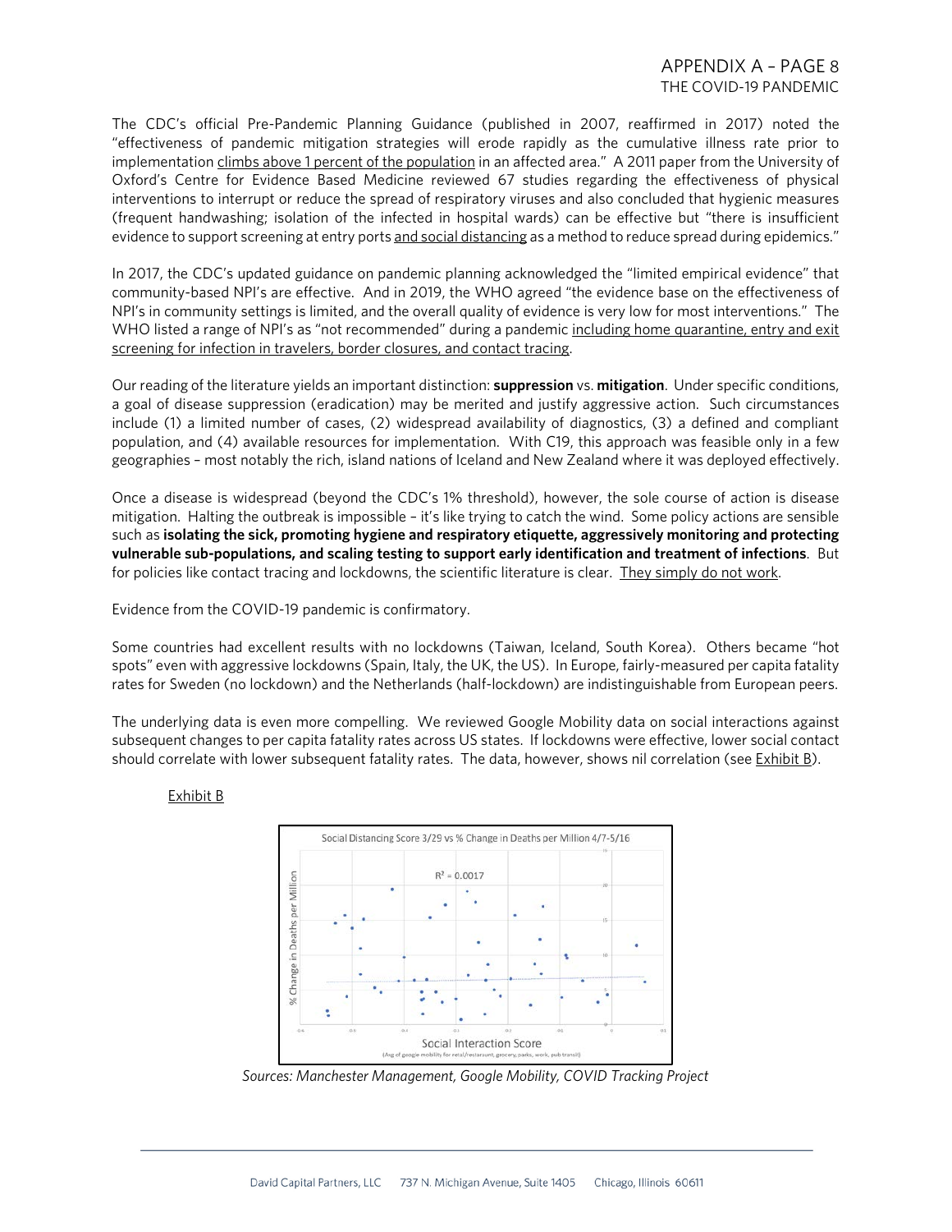The CDC's official Pre-Pandemic Planning Guidance (published in 2007, reaffirmed in 2017) noted the "effectiveness of pandemic mitigation strategies will erode rapidly as the cumulative illness rate prior to implementation climbs above 1 percent of the population in an affected area." A 2011 paper from the University of Oxford's Centre for Evidence Based Medicine reviewed 67 studies regarding the effectiveness of physical interventions to interrupt or reduce the spread of respiratory viruses and also concluded that hygienic measures (frequent handwashing; isolation of the infected in hospital wards) can be effective but "there is insufficient evidence to support screening at entry ports and social distancing as a method to reduce spread during epidemics."

In 2017, the CDC's updated guidance on pandemic planning acknowledged the "limited empirical evidence" that community-based NPI's are effective. And in 2019, the WHO agreed "the evidence base on the effectiveness of NPI's in community settings is limited, and the overall quality of evidence is very low for most interventions." The WHO listed a range of NPI's as "not recommended" during a pandemic including home quarantine, entry and exit screening for infection in travelers, border closures, and contact tracing.

Our reading of the literature yields an important distinction: **suppression** vs. **mitigation**. Under specific conditions, a goal of disease suppression (eradication) may be merited and justify aggressive action. Such circumstances include (1) a limited number of cases, (2) widespread availability of diagnostics, (3) a defined and compliant population, and (4) available resources for implementation. With C19, this approach was feasible only in a few geographies – most notably the rich, island nations of Iceland and New Zealand where it was deployed effectively.

Once a disease is widespread (beyond the CDC's 1% threshold), however, the sole course of action is disease mitigation. Halting the outbreak is impossible – it's like trying to catch the wind. Some policy actions are sensible such as **isolating the sick, promoting hygiene and respiratory etiquette, aggressively monitoring and protecting vulnerable sub-populations, and scaling testing to support early identification and treatment of infections**. But for policies like contact tracing and lockdowns, the scientific literature is clear. They simply do not work.

Evidence from the COVID-19 pandemic is confirmatory.

Some countries had excellent results with no lockdowns (Taiwan, Iceland, South Korea). Others became "hot spots" even with aggressive lockdowns (Spain, Italy, the UK, the US). In Europe, fairly-measured per capita fatality rates for Sweden (no lockdown) and the Netherlands (half-lockdown) are indistinguishable from European peers.

The underlying data is even more compelling. We reviewed Google Mobility data on social interactions against subsequent changes to per capita fatality rates across US states. If lockdowns were effective, lower social contact should correlate with lower subsequent fatality rates. The data, however, shows nil correlation (see Exhibit B).

Exhibit B

Social Distancing Score 3/29 vs % Change in Deaths per Million 4/7-5/16

$R^2 = 0.0017$

% Change in Deaths per Million

Social Interaction Score

(Avg of google mobility for retail/restaurant, grocery, parks, work, pub transit)

*Sources: Manchester Management, Google Mobility, COVID Tracking Project*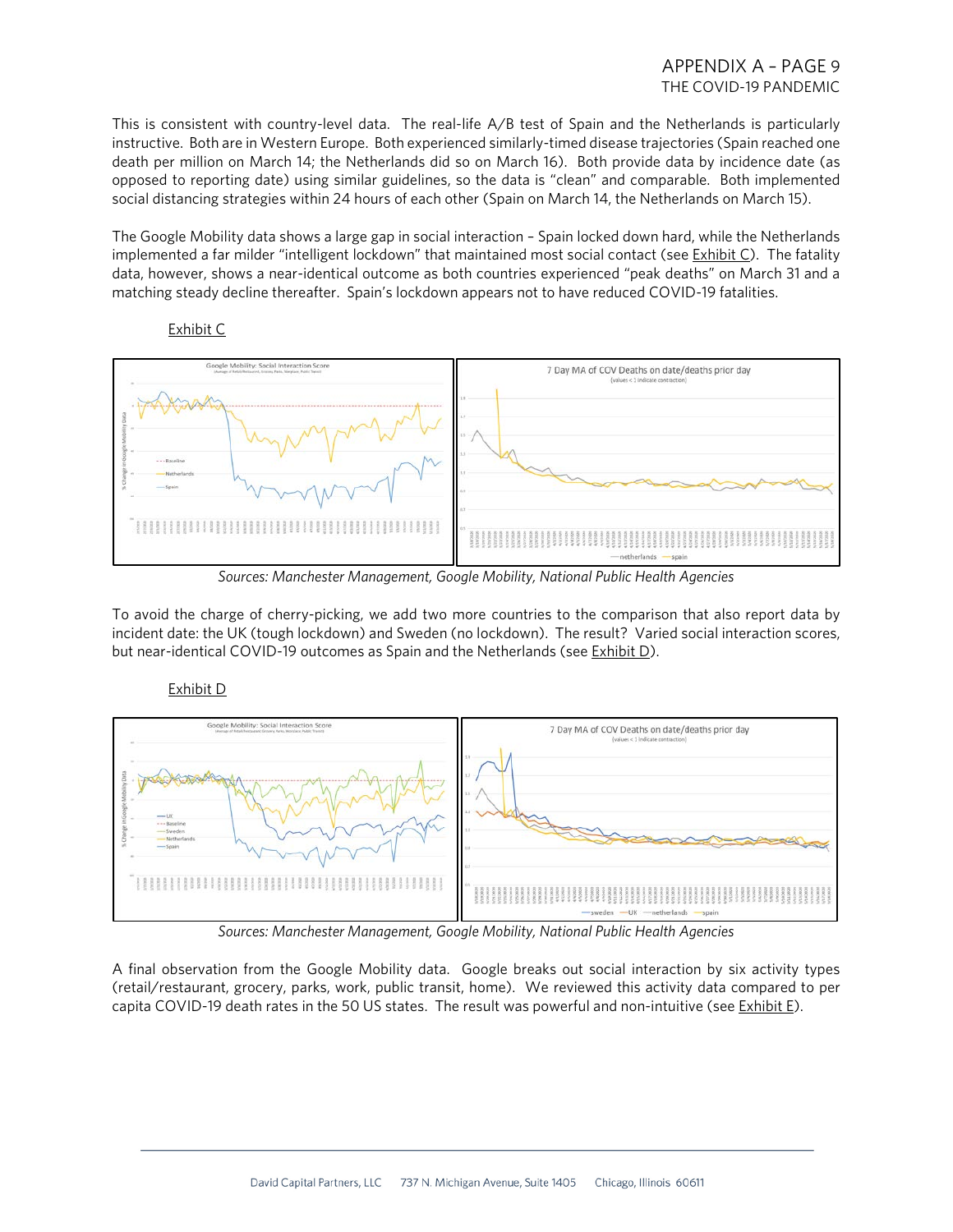This is consistent with country-level data. The real-life A/B test of Spain and the Netherlands is particularly instructive. Both are in Western Europe. Both experienced similarly-timed disease trajectories (Spain reached one death per million on March 14; the Netherlands did so on March 16). Both provide data by incidence date (as opposed to reporting date) using similar guidelines, so the data is "clean" and comparable. Both implemented social distancing strategies within 24 hours of each other (Spain on March 14, the Netherlands on March 15).

The Google Mobility data shows a large gap in social interaction – Spain locked down hard, while the Netherlands implemented a far milder "intelligent lockdown" that maintained most social contact (see Exhibit C). The fatality data, however, shows a near-identical outcome as both countries experienced "peak deaths" on March 31 and a matching steady decline thereafter. Spain's lockdown appears not to have reduced COVID-19 fatalities.

Exhibit C

*Sources: Manchester Management, Google Mobility, National Public Health Agencies*

To avoid the charge of cherry-picking, we add two more countries to the comparison that also report data by incident date: the UK (tough lockdown) and Sweden (no lockdown). The result? Varied social interaction scores, but near-identical COVID-19 outcomes as Spain and the Netherlands (see Exhibit D).

Exhibit D

*Sources: Manchester Management, Google Mobility, National Public Health Agencies*

A final observation from the Google Mobility data. Google breaks out social interaction by six activity types (retail/restaurant, grocery, parks, work, public transit, home). We reviewed this activity data compared to per capita COVID-19 death rates in the 50 US states. The result was powerful and non-intuitive (see Exhibit E).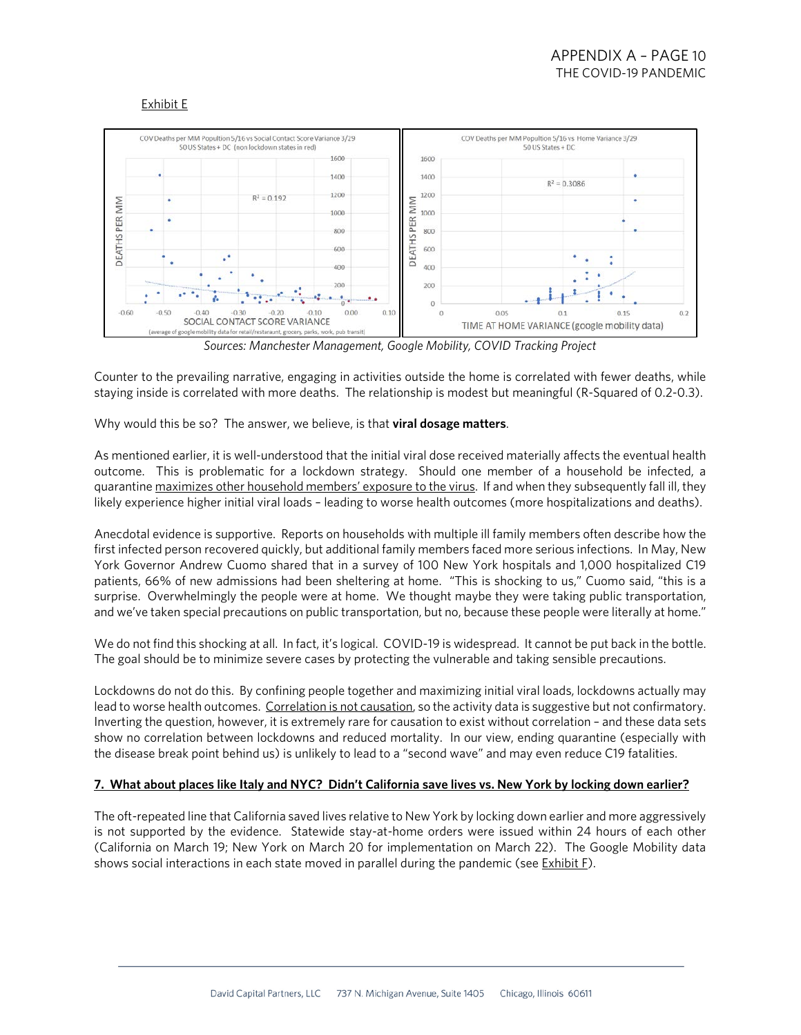Exhibit E

*Sources: Manchester Management, Google Mobility, COVID Tracking Project*

Counter to the prevailing narrative, engaging in activities outside the home is correlated with fewer deaths, while staying inside is correlated with more deaths. The relationship is modest but meaningful (R-Squared of 0.2-0.3).

Why would this be so? The answer, we believe, is that **viral dosage matters**.

As mentioned earlier, it is well-understood that the initial viral dose received materially affects the eventual health outcome. This is problematic for a lockdown strategy. Should one member of a household be infected, a quarantine maximizes other household members' exposure to the virus. If and when they subsequently fall ill, they likely experience higher initial viral loads – leading to worse health outcomes (more hospitalizations and deaths).

Anecdotal evidence is supportive. Reports on households with multiple ill family members often describe how the first infected person recovered quickly, but additional family members faced more serious infections. In May, New York Governor Andrew Cuomo shared that in a survey of 100 New York hospitals and 1,000 hospitalized C19 patients, 66% of new admissions had been sheltering at home. "This is shocking to us," Cuomo said, "this is a surprise. Overwhelmingly the people were at home. We thought maybe they were taking public transportation, and we've taken special precautions on public transportation, but no, because these people were literally at home."

We do not find this shocking at all. In fact, it's logical. COVID-19 is widespread. It cannot be put back in the bottle. The goal should be to minimize severe cases by protecting the vulnerable and taking sensible precautions.

Lockdowns do not do this. By confining people together and maximizing initial viral loads, lockdowns actually may lead to worse health outcomes. Correlation is not causation, so the activity data is suggestive but not confirmatory. Inverting the question, however, it is extremely rare for causation to exist without correlation – and these data sets show no correlation between lockdowns and reduced mortality. In our view, ending quarantine (especially with the disease break point behind us) is unlikely to lead to a "second wave" and may even reduce C19 fatalities.

**7. What about places like Italy and NYC? Didn't California save lives vs. New York by locking down earlier?**

The oft-repeated line that California saved lives relative to New York by locking down earlier and more aggressively is not supported by the evidence. Statewide stay-at-home orders were issued within 24 hours of each other (California on March 19; New York on March 20 for implementation on March 22). The Google Mobility data shows social interactions in each state moved in parallel during the pandemic (see Exhibit F).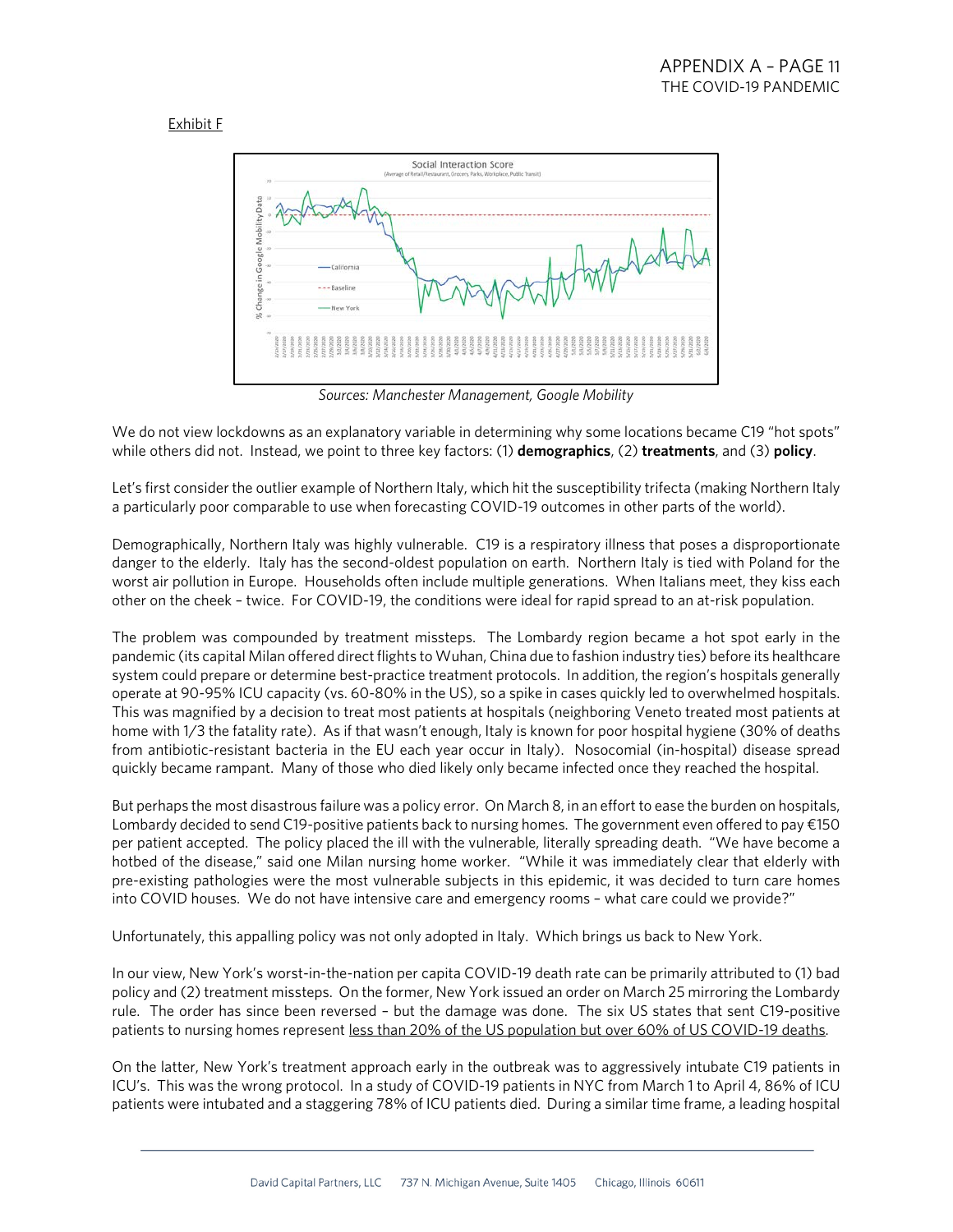Exhibit F

Sources: Manchester Management, Google Mobility

We do not view lockdowns as an explanatory variable in determining why some locations became C19 "hot spots" while others did not. Instead, we point to three key factors: (1) **demographics**, (2) **treatments**, and (3) **policy**.

Let's first consider the outlier example of Northern Italy, which hit the susceptibility trifecta (making Northern Italy a particularly poor comparable to use when forecasting COVID-19 outcomes in other parts of the world).

Demographically, Northern Italy was highly vulnerable. C19 is a respiratory illness that poses a disproportionate danger to the elderly. Italy has the second-oldest population on earth. Northern Italy is tied with Poland for the worst air pollution in Europe. Households often include multiple generations. When Italians meet, they kiss each other on the cheek – twice. For COVID-19, the conditions were ideal for rapid spread to an at-risk population.

The problem was compounded by treatment missteps. The Lombardy region became a hot spot early in the pandemic (its capital Milan offered direct flights to Wuhan, China due to fashion industry ties) before its healthcare system could prepare or determine best-practice treatment protocols. In addition, the region's hospitals generally operate at 90-95% ICU capacity (vs. 60-80% in the US), so a spike in cases quickly led to overwhelmed hospitals. This was magnified by a decision to treat most patients at hospitals (neighboring Veneto treated most patients at home with 1/3 the fatality rate). As if that wasn't enough, Italy is known for poor hospital hygiene (30% of deaths from antibiotic-resistant bacteria in the EU each year occur in Italy). Nosocomial (in-hospital) disease spread quickly became rampant. Many of those who died likely only became infected once they reached the hospital.

But perhaps the most disastrous failure was a policy error. On March 8, in an effort to ease the burden on hospitals, Lombardy decided to send C19-positive patients back to nursing homes. The government even offered to pay €150 per patient accepted. The policy placed the ill with the vulnerable, literally spreading death. "We have become a hotbed of the disease," said one Milan nursing home worker. "While it was immediately clear that elderly with pre-existing pathologies were the most vulnerable subjects in this epidemic, it was decided to turn care homes into COVID houses. We do not have intensive care and emergency rooms – what care could we provide?"

Unfortunately, this appalling policy was not only adopted in Italy. Which brings us back to New York.

In our view, New York's worst-in-the-nation per capita COVID-19 death rate can be primarily attributed to (1) bad policy and (2) treatment missteps. On the former, New York issued an order on March 25 mirroring the Lombardy rule. The order has since been reversed – but the damage was done. The six US states that sent C19-positive patients to nursing homes represent less than 20% of the US population but over 60% of US COVID-19 deaths.

On the latter, New York's treatment approach early in the outbreak was to aggressively intubate C19 patients in ICU's. This was the wrong protocol. In a study of COVID-19 patients in NYC from March 1 to April 4, 86% of ICU patients were intubated and a staggering 78% of ICU patients died. During a similar time frame, a leading hospital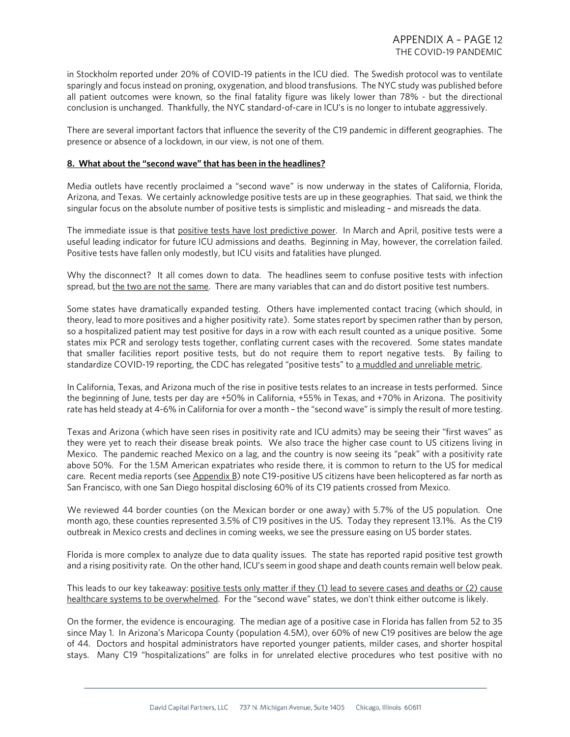in Stockholm reported under 20% of COVID-19 patients in the ICU died. The Swedish protocol was to ventilate sparingly and focus instead on proning, oxygenation, and blood transfusions. The NYC study was published before all patient outcomes were known, so the final fatality figure was likely lower than 78% - but the directional conclusion is unchanged. Thankfully, the NYC standard-of-care in ICU's is no longer to intubate aggressively.

There are several important factors that influence the severity of the C19 pandemic in different geographies. The presence or absence of a lockdown, in our view, is not one of them.

**8. What about the "second wave" that has been in the headlines?**

Media outlets have recently proclaimed a "second wave" is now underway in the states of California, Florida, Arizona, and Texas. We certainly acknowledge positive tests are up in these geographies. That said, we think the singular focus on the absolute number of positive tests is simplistic and misleading – and misreads the data.

The immediate issue is that positive tests have lost predictive power. In March and April, positive tests were a useful leading indicator for future ICU admissions and deaths. Beginning in May, however, the correlation failed. Positive tests have fallen only modestly, but ICU visits and fatalities have plunged.

Why the disconnect? It all comes down to data. The headlines seem to confuse positive tests with infection spread, but the two are not the same. There are many variables that can and do distort positive test numbers.

Some states have dramatically expanded testing. Others have implemented contact tracing (which should, in theory, lead to more positives and a higher positivity rate). Some states report by specimen rather than by person, so a hospitalized patient may test positive for days in a row with each result counted as a unique positive. Some states mix PCR and serology tests together, conflating current cases with the recovered. Some states mandate that smaller facilities report positive tests, but do not require them to report negative tests. By failing to standardize COVID-19 reporting, the CDC has relegated "positive tests" to a muddled and unreliable metric.

In California, Texas, and Arizona much of the rise in positive tests relates to an increase in tests performed. Since the beginning of June, tests per day are +50% in California, +55% in Texas, and +70% in Arizona. The positivity rate has held steady at 4-6% in California for over a month – the "second wave" is simply the result of more testing.

Texas and Arizona (which have seen rises in positivity rate and ICU admits) may be seeing their "first waves" as they were yet to reach their disease break points. We also trace the higher case count to US citizens living in Mexico. The pandemic reached Mexico on a lag, and the country is now seeing its "peak" with a positivity rate above 50%. For the 1.5M American expatriates who reside there, it is common to return to the US for medical care. Recent media reports (see Appendix B) note C19-positive US citizens have been helicoptered as far north as San Francisco, with one San Diego hospital disclosing 60% of its C19 patients crossed from Mexico.

We reviewed 44 border counties (on the Mexican border or one away) with 5.7% of the US population. One month ago, these counties represented 3.5% of C19 positives in the US. Today they represent 13.1%. As the C19 outbreak in Mexico crests and declines in coming weeks, we see the pressure easing on US border states.

Florida is more complex to analyze due to data quality issues. The state has reported rapid positive test growth and a rising positivity rate. On the other hand, ICU's seem in good shape and death counts remain well below peak.

This leads to our key takeaway: positive tests only matter if they (1) lead to severe cases and deaths or (2) cause healthcare systems to be overwhelmed. For the "second wave" states, we don't think either outcome is likely.

On the former, the evidence is encouraging. The median age of a positive case in Florida has fallen from 52 to 35 since May 1. In Arizona's Maricopa County (population 4.5M), over 60% of new C19 positives are below the age of 44. Doctors and hospital administrators have reported younger patients, milder cases, and shorter hospital stays. Many C19 "hospitalizations" are folks in for unrelated elective procedures who test positive with no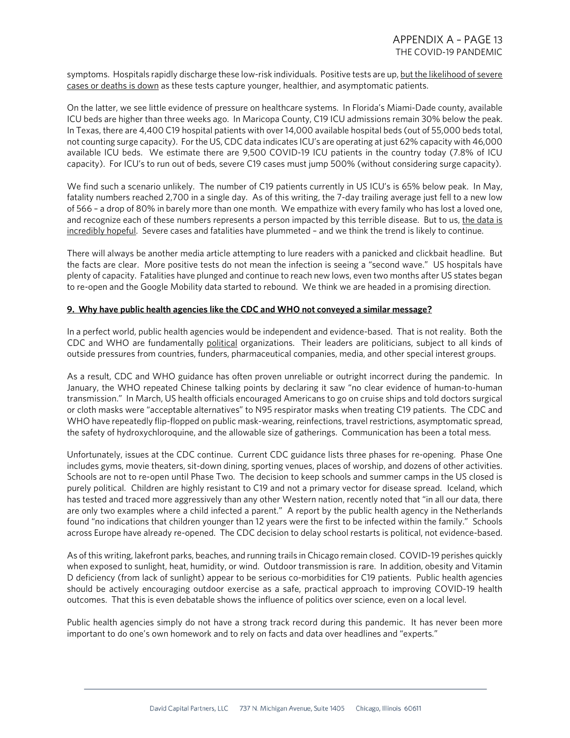symptoms. Hospitals rapidly discharge these low-risk individuals. Positive tests are up, <u>but the likelihood of severe cases or deaths is down</u> as these tests capture younger, healthier, and asymptomatic patients.

On the latter, we see little evidence of pressure on healthcare systems. In Florida's Miami-Dade county, available ICU beds are higher than three weeks ago. In Maricopa County, C19 ICU admissions remain 30% below the peak. In Texas, there are 4,400 C19 hospital patients with over 14,000 available hospital beds (out of 55,000 beds total, not counting surge capacity). For the US, CDC data indicates ICU's are operating at just 62% capacity with 46,000 available ICU beds. We estimate there are 9,500 COVID-19 ICU patients in the country today (7.8% of ICU capacity). For ICU's to run out of beds, severe C19 cases must jump 500% (without considering surge capacity).

We find such a scenario unlikely. The number of C19 patients currently in US ICU's is 65% below peak. In May, fatality numbers reached 2,700 in a single day. As of this writing, the 7-day trailing average just fell to a new low of 566 – a drop of 80% in barely more than one month. We empathize with every family who has lost a loved one, and recognize each of these numbers represents a person impacted by this terrible disease. But to us, <u>the data is incredibly hopeful</u>. Severe cases and fatalities have plummeted – and we think the trend is likely to continue.

There will always be another media article attempting to lure readers with a panicked and clickbait headline. But the facts are clear. More positive tests do not mean the infection is seeing a "second wave." US hospitals have plenty of capacity. Fatalities have plunged and continue to reach new lows, even two months after US states began to re-open and the Google Mobility data started to rebound. We think we are headed in a promising direction.

**<u>9. Why have public health agencies like the CDC and WHO not conveyed a similar message?</u>**

In a perfect world, public health agencies would be independent and evidence-based. That is not reality. Both the CDC and WHO are fundamentally <u>political</u> organizations. Their leaders are politicians, subject to all kinds of outside pressures from countries, funders, pharmaceutical companies, media, and other special interest groups.

As a result, CDC and WHO guidance has often proven unreliable or outright incorrect during the pandemic. In January, the WHO repeated Chinese talking points by declaring it saw "no clear evidence of human-to-human transmission." In March, US health officials encouraged Americans to go on cruise ships and told doctors surgical or cloth masks were "acceptable alternatives" to N95 respirator masks when treating C19 patients. The CDC and WHO have repeatedly flip-flopped on public mask-wearing, reinfections, travel restrictions, asymptomatic spread, the safety of hydroxychloroquine, and the allowable size of gatherings. Communication has been a total mess.

Unfortunately, issues at the CDC continue. Current CDC guidance lists three phases for re-opening. Phase One includes gyms, movie theaters, sit-down dining, sporting venues, places of worship, and dozens of other activities. Schools are not to re-open until Phase Two. The decision to keep schools and summer camps in the US closed is purely political. Children are highly resistant to C19 and not a primary vector for disease spread. Iceland, which has tested and traced more aggressively than any other Western nation, recently noted that "in all our data, there are only two examples where a child infected a parent." A report by the public health agency in the Netherlands found "no indications that children younger than 12 years were the first to be infected within the family." Schools across Europe have already re-opened. The CDC decision to delay school restarts is political, not evidence-based.

As of this writing, lakefront parks, beaches, and running trails in Chicago remain closed. COVID-19 perishes quickly when exposed to sunlight, heat, humidity, or wind. Outdoor transmission is rare. In addition, obesity and Vitamin D deficiency (from lack of sunlight) appear to be serious co-morbidities for C19 patients. Public health agencies should be actively encouraging outdoor exercise as a safe, practical approach to improving COVID-19 health outcomes. That this is even debatable shows the influence of politics over science, even on a local level.

Public health agencies simply do not have a strong track record during this pandemic. It has never been more important to do one's own homework and to rely on facts and data over headlines and "experts."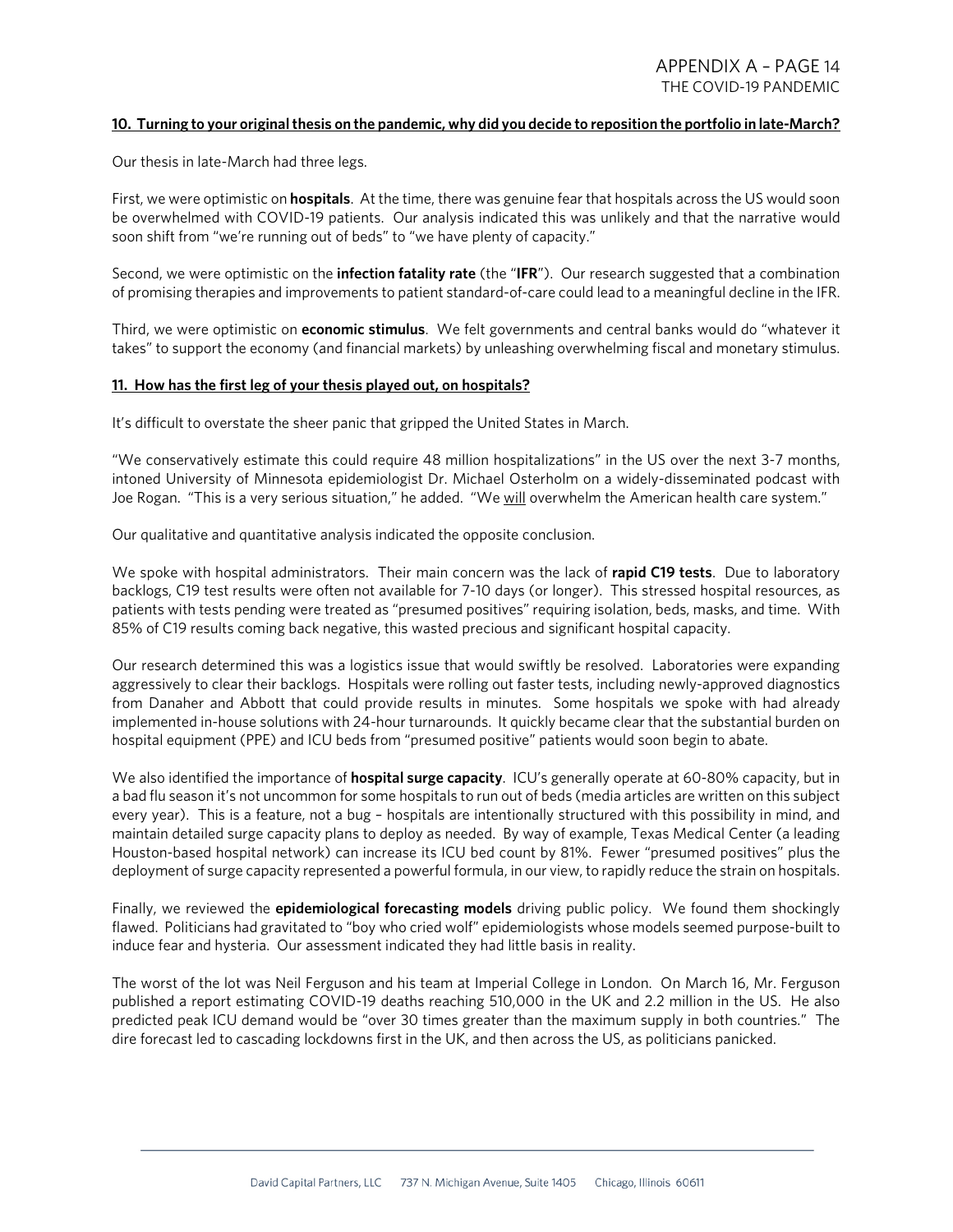**10. Turning to your original thesis on the pandemic, why did you decide to reposition the portfolio in late-March?**

Our thesis in late-March had three legs.

First, we were optimistic on **hospitals**. At the time, there was genuine fear that hospitals across the US would soon be overwhelmed with COVID-19 patients. Our analysis indicated this was unlikely and that the narrative would soon shift from "we're running out of beds" to "we have plenty of capacity."

Second, we were optimistic on the **infection fatality rate** (the "**IFR**"). Our research suggested that a combination of promising therapies and improvements to patient standard-of-care could lead to a meaningful decline in the IFR.

Third, we were optimistic on **economic stimulus**. We felt governments and central banks would do "whatever it takes" to support the economy (and financial markets) by unleashing overwhelming fiscal and monetary stimulus.

**11. How has the first leg of your thesis played out, on hospitals?**

It's difficult to overstate the sheer panic that gripped the United States in March.

"We conservatively estimate this could require 48 million hospitalizations" in the US over the next 3-7 months, intoned University of Minnesota epidemiologist Dr. Michael Osterholm on a widely-disseminated podcast with Joe Rogan. "This is a very serious situation," he added. "We will overwhelm the American health care system."

Our qualitative and quantitative analysis indicated the opposite conclusion.

We spoke with hospital administrators. Their main concern was the lack of **rapid C19 tests**. Due to laboratory backlogs, C19 test results were often not available for 7-10 days (or longer). This stressed hospital resources, as patients with tests pending were treated as "presumed positives" requiring isolation, beds, masks, and time. With 85% of C19 results coming back negative, this wasted precious and significant hospital capacity.

Our research determined this was a logistics issue that would swiftly be resolved. Laboratories were expanding aggressively to clear their backlogs. Hospitals were rolling out faster tests, including newly-approved diagnostics from Danaher and Abbott that could provide results in minutes. Some hospitals we spoke with had already implemented in-house solutions with 24-hour turnarounds. It quickly became clear that the substantial burden on hospital equipment (PPE) and ICU beds from "presumed positive" patients would soon begin to abate.

We also identified the importance of **hospital surge capacity**. ICU's generally operate at 60-80% capacity, but in a bad flu season it's not uncommon for some hospitals to run out of beds (media articles are written on this subject every year). This is a feature, not a bug – hospitals are intentionally structured with this possibility in mind, and maintain detailed surge capacity plans to deploy as needed. By way of example, Texas Medical Center (a leading Houston-based hospital network) can increase its ICU bed count by 81%. Fewer "presumed positives" plus the deployment of surge capacity represented a powerful formula, in our view, to rapidly reduce the strain on hospitals.

Finally, we reviewed the **epidemiological forecasting models** driving public policy. We found them shockingly flawed. Politicians had gravitated to "boy who cried wolf" epidemiologists whose models seemed purpose-built to induce fear and hysteria. Our assessment indicated they had little basis in reality.

The worst of the lot was Neil Ferguson and his team at Imperial College in London. On March 16, Mr. Ferguson published a report estimating COVID-19 deaths reaching 510,000 in the UK and 2.2 million in the US. He also predicted peak ICU demand would be "over 30 times greater than the maximum supply in both countries." The dire forecast led to cascading lockdowns first in the UK, and then across the US, as politicians panicked.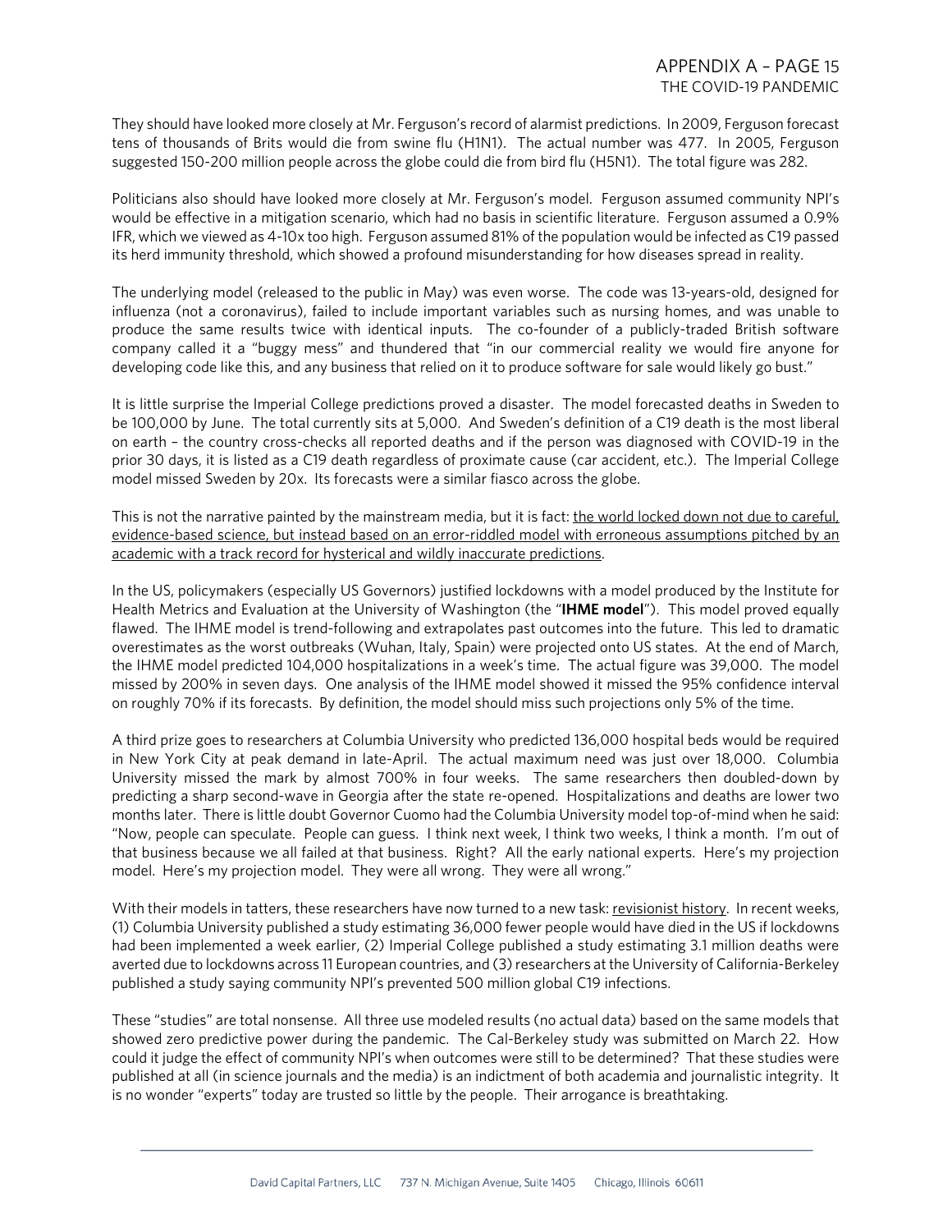They should have looked more closely at Mr. Ferguson's record of alarmist predictions. In 2009, Ferguson forecast tens of thousands of Brits would die from swine flu (H1N1). The actual number was 477. In 2005, Ferguson suggested 150-200 million people across the globe could die from bird flu (H5N1). The total figure was 282.

Politicians also should have looked more closely at Mr. Ferguson's model. Ferguson assumed community NPI's would be effective in a mitigation scenario, which had no basis in scientific literature. Ferguson assumed a 0.9% IFR, which we viewed as 4-10x too high. Ferguson assumed 81% of the population would be infected as C19 passed its herd immunity threshold, which showed a profound misunderstanding for how diseases spread in reality.

The underlying model (released to the public in May) was even worse. The code was 13-years-old, designed for influenza (not a coronavirus), failed to include important variables such as nursing homes, and was unable to produce the same results twice with identical inputs. The co-founder of a publicly-traded British software company called it a "buggy mess" and thundered that "in our commercial reality we would fire anyone for developing code like this, and any business that relied on it to produce software for sale would likely go bust."

It is little surprise the Imperial College predictions proved a disaster. The model forecasted deaths in Sweden to be 100,000 by June. The total currently sits at 5,000. And Sweden's definition of a C19 death is the most liberal on earth – the country cross-checks all reported deaths and if the person was diagnosed with COVID-19 in the prior 30 days, it is listed as a C19 death regardless of proximate cause (car accident, etc.). The Imperial College model missed Sweden by 20x. Its forecasts were a similar fiasco across the globe.

This is not the narrative painted by the mainstream media, but it is fact: <u>the world locked down not due to careful, evidence-based science, but instead based on an error-riddled model with erroneous assumptions pitched by an academic with a track record for hysterical and wildly inaccurate predictions</u>.

In the US, policymakers (especially US Governors) justified lockdowns with a model produced by the Institute for Health Metrics and Evaluation at the University of Washington (the "**IHME model**"). This model proved equally flawed. The IHME model is trend-following and extrapolates past outcomes into the future. This led to dramatic overestimates as the worst outbreaks (Wuhan, Italy, Spain) were projected onto US states. At the end of March, the IHME model predicted 104,000 hospitalizations in a week's time. The actual figure was 39,000. The model missed by 200% in seven days. One analysis of the IHME model showed it missed the 95% confidence interval on roughly 70% if its forecasts. By definition, the model should miss such projections only 5% of the time.

A third prize goes to researchers at Columbia University who predicted 136,000 hospital beds would be required in New York City at peak demand in late-April. The actual maximum need was just over 18,000. Columbia University missed the mark by almost 700% in four weeks. The same researchers then doubled-down by predicting a sharp second-wave in Georgia after the state re-opened. Hospitalizations and deaths are lower two months later. There is little doubt Governor Cuomo had the Columbia University model top-of-mind when he said: "Now, people can speculate. People can guess. I think next week, I think two weeks, I think a month. I'm out of that business because we all failed at that business. Right? All the early national experts. Here's my projection model. Here's my projection model. They were all wrong. They were all wrong."

With their models in tatters, these researchers have now turned to a new task: <u>revisionist history</u>. In recent weeks, (1) Columbia University published a study estimating 36,000 fewer people would have died in the US if lockdowns had been implemented a week earlier, (2) Imperial College published a study estimating 3.1 million deaths were averted due to lockdowns across 11 European countries, and (3) researchers at the University of California-Berkeley published a study saying community NPI's prevented 500 million global C19 infections.

These "studies" are total nonsense. All three use modeled results (no actual data) based on the same models that showed zero predictive power during the pandemic. The Cal-Berkeley study was submitted on March 22. How could it judge the effect of community NPI's when outcomes were still to be determined? That these studies were published at all (in science journals and the media) is an indictment of both academia and journalistic integrity. It is no wonder "experts" today are trusted so little by the people. Their arrogance is breathtaking.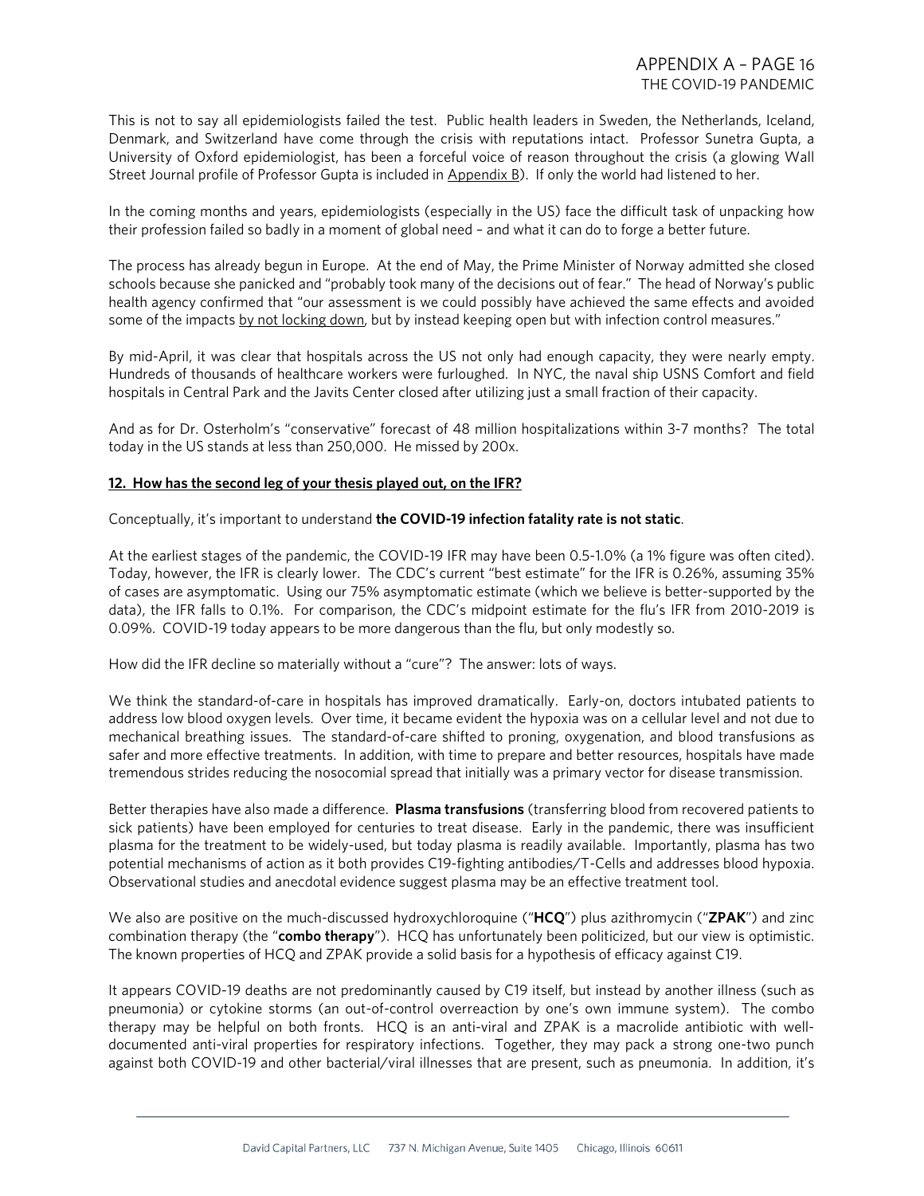This is not to say all epidemiologists failed the test. Public health leaders in Sweden, the Netherlands, Iceland, Denmark, and Switzerland have come through the crisis with reputations intact. Professor Sunetra Gupta, a University of Oxford epidemiologist, has been a forceful voice of reason throughout the crisis (a glowing Wall Street Journal profile of Professor Gupta is included in <u>Appendix B</u>). If only the world had listened to her.

In the coming months and years, epidemiologists (especially in the US) face the difficult task of unpacking how their profession failed so badly in a moment of global need – and what it can do to forge a better future.

The process has already begun in Europe. At the end of May, the Prime Minister of Norway admitted she closed schools because she panicked and "probably took many of the decisions out of fear." The head of Norway's public health agency confirmed that "our assessment is we could possibly have achieved the same effects and avoided some of the impacts <u>by not locking down</u>, but by instead keeping open but with infection control measures."

By mid-April, it was clear that hospitals across the US not only had enough capacity, they were nearly empty. Hundreds of thousands of healthcare workers were furloughed. In NYC, the naval ship USNS Comfort and field hospitals in Central Park and the Javits Center closed after utilizing just a small fraction of their capacity.

And as for Dr. Osterholm's "conservative" forecast of 48 million hospitalizations within 3-7 months? The total today in the US stands at less than 250,000. He missed by 200x.

## 12. How has the second leg of your thesis played out, on the IFR?

Conceptually, it's important to understand **the COVID-19 infection fatality rate is not static**.

At the earliest stages of the pandemic, the COVID-19 IFR may have been 0.5-1.0% (a 1% figure was often cited). Today, however, the IFR is clearly lower. The CDC's current "best estimate" for the IFR is 0.26%, assuming 35% of cases are asymptomatic. Using our 75% asymptomatic estimate (which we believe is better-supported by the data), the IFR falls to 0.1%. For comparison, the CDC's midpoint estimate for the flu's IFR from 2010-2019 is 0.09%. COVID-19 today appears to be more dangerous than the flu, but only modestly so.

How did the IFR decline so materially without a "cure"? The answer: lots of ways.

We think the standard-of-care in hospitals has improved dramatically. Early-on, doctors intubated patients to address low blood oxygen levels. Over time, it became evident the hypoxia was on a cellular level and not due to mechanical breathing issues. The standard-of-care shifted to proning, oxygenation, and blood transfusions as safer and more effective treatments. In addition, with time to prepare and better resources, hospitals have made tremendous strides reducing the nosocomial spread that initially was a primary vector for disease transmission.

Better therapies have also made a difference. **Plasma transfusions** (transferring blood from recovered patients to sick patients) have been employed for centuries to treat disease. Early in the pandemic, there was insufficient plasma for the treatment to be widely-used, but today plasma is readily available. Importantly, plasma has two potential mechanisms of action as it both provides C19-fighting antibodies/T-Cells and addresses blood hypoxia. Observational studies and anecdotal evidence suggest plasma may be an effective treatment tool.

We also are positive on the much-discussed hydroxychloroquine ("**HCQ**") plus azithromycin ("**ZPAK**") and zinc combination therapy (the "**combo therapy**"). HCQ has unfortunately been politicized, but our view is optimistic. The known properties of HCQ and ZPAK provide a solid basis for a hypothesis of efficacy against C19.

It appears COVID-19 deaths are not predominantly caused by C19 itself, but instead by another illness (such as pneumonia) or cytokine storms (an out-of-control overreaction by one's own immune system). The combo therapy may be helpful on both fronts. HCQ is an anti-viral and ZPAK is a macrolide antibiotic with well-documented anti-viral properties for respiratory infections. Together, they may pack a strong one-two punch against both COVID-19 and other bacterial/viral illnesses that are present, such as pneumonia. In addition, it's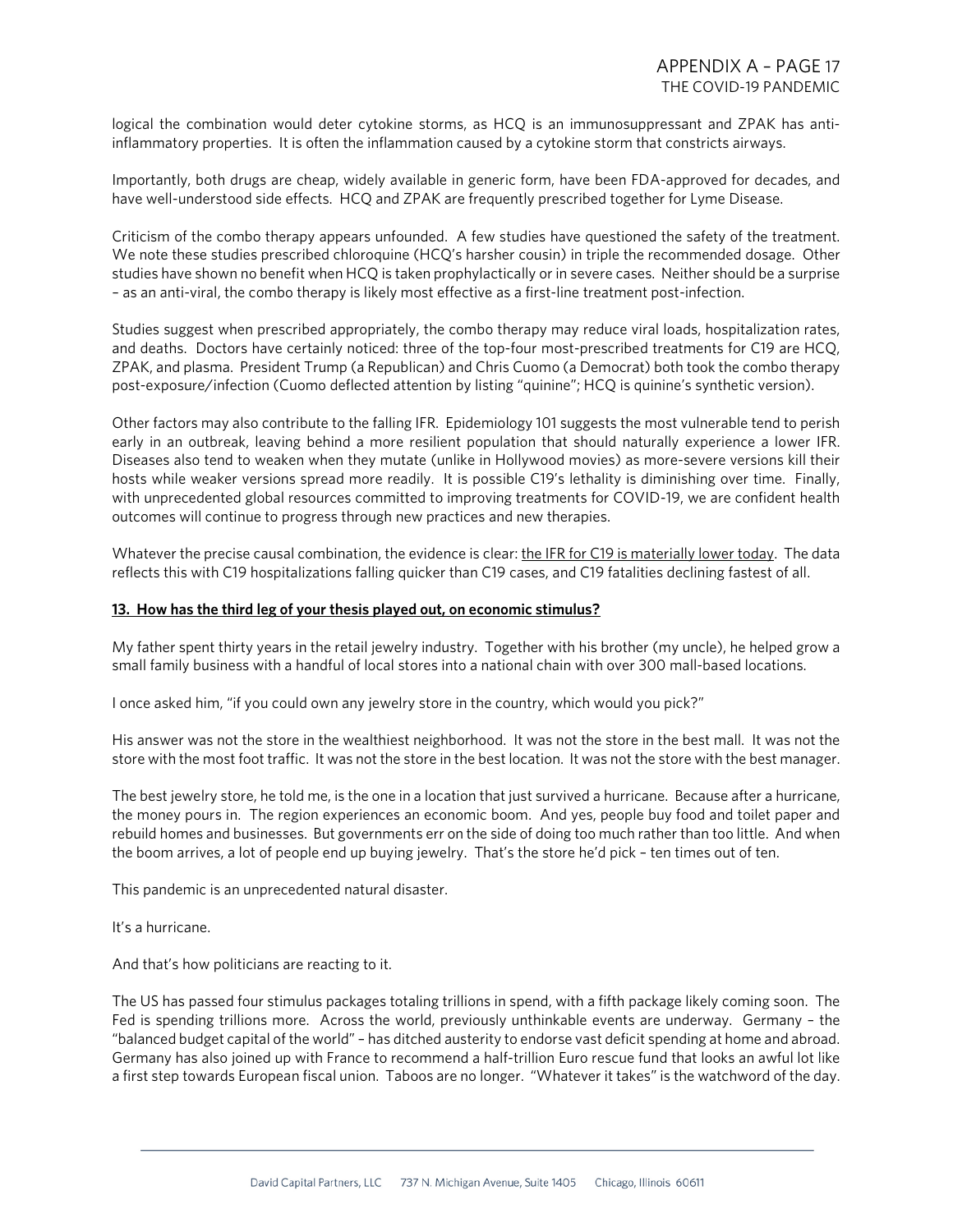logical the combination would deter cytokine storms, as HCQ is an immunosuppressant and ZPAK has anti-inflammatory properties. It is often the inflammation caused by a cytokine storm that constricts airways.

Importantly, both drugs are cheap, widely available in generic form, have been FDA-approved for decades, and have well-understood side effects. HCQ and ZPAK are frequently prescribed together for Lyme Disease.

Criticism of the combo therapy appears unfounded. A few studies have questioned the safety of the treatment. We note these studies prescribed chloroquine (HCQ's harsher cousin) in triple the recommended dosage. Other studies have shown no benefit when HCQ is taken prophylactically or in severe cases. Neither should be a surprise – as an anti-viral, the combo therapy is likely most effective as a first-line treatment post-infection.

Studies suggest when prescribed appropriately, the combo therapy may reduce viral loads, hospitalization rates, and deaths. Doctors have certainly noticed: three of the top-four most-prescribed treatments for C19 are HCQ, ZPAK, and plasma. President Trump (a Republican) and Chris Cuomo (a Democrat) both took the combo therapy post-exposure/infection (Cuomo deflected attention by listing "quinine"; HCQ is quinine's synthetic version).

Other factors may also contribute to the falling IFR. Epidemiology 101 suggests the most vulnerable tend to perish early in an outbreak, leaving behind a more resilient population that should naturally experience a lower IFR. Diseases also tend to weaken when they mutate (unlike in Hollywood movies) as more-severe versions kill their hosts while weaker versions spread more readily. It is possible C19's lethality is diminishing over time. Finally, with unprecedented global resources committed to improving treatments for COVID-19, we are confident health outcomes will continue to progress through new practices and new therapies.

Whatever the precise causal combination, the evidence is clear: the IFR for C19 is materially lower today. The data reflects this with C19 hospitalizations falling quicker than C19 cases, and C19 fatalities declining fastest of all.

**13. How has the third leg of your thesis played out, on economic stimulus?**

My father spent thirty years in the retail jewelry industry. Together with his brother (my uncle), he helped grow a small family business with a handful of local stores into a national chain with over 300 mall-based locations.

I once asked him, "if you could own any jewelry store in the country, which would you pick?"

His answer was not the store in the wealthiest neighborhood. It was not the store in the best mall. It was not the store with the most foot traffic. It was not the store in the best location. It was not the store with the best manager.

The best jewelry store, he told me, is the one in a location that just survived a hurricane. Because after a hurricane, the money pours in. The region experiences an economic boom. And yes, people buy food and toilet paper and rebuild homes and businesses. But governments err on the side of doing too much rather than too little. And when the boom arrives, a lot of people end up buying jewelry. That's the store he'd pick – ten times out of ten.

This pandemic is an unprecedented natural disaster.

It's a hurricane.

And that's how politicians are reacting to it.

The US has passed four stimulus packages totaling trillions in spend, with a fifth package likely coming soon. The Fed is spending trillions more. Across the world, previously unthinkable events are underway. Germany – the "balanced budget capital of the world" – has ditched austerity to endorse vast deficit spending at home and abroad. Germany has also joined up with France to recommend a half-trillion Euro rescue fund that looks an awful lot like a first step towards European fiscal union. Taboos are no longer. "Whatever it takes" is the watchword of the day.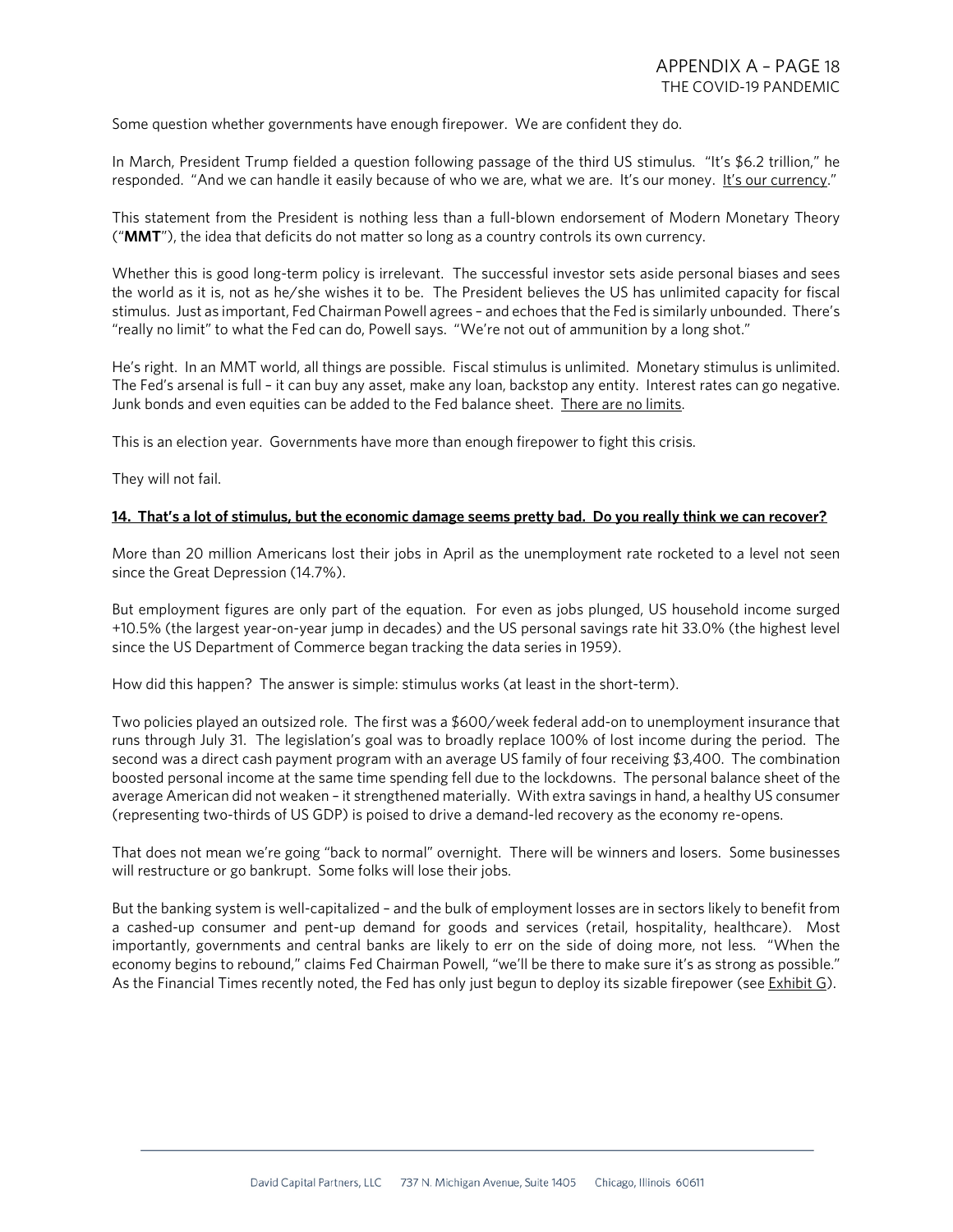Some question whether governments have enough firepower. We are confident they do.

In March, President Trump fielded a question following passage of the third US stimulus. "It's $6.2 trillion," he responded. "And we can handle it easily because of who we are, what we are. It's our money. <u>It's our currency</u>."

This statement from the President is nothing less than a full-blown endorsement of Modern Monetary Theory ("**MMT**"), the idea that deficits do not matter so long as a country controls its own currency.

Whether this is good long-term policy is irrelevant. The successful investor sets aside personal biases and sees the world as it is, not as he/she wishes it to be. The President believes the US has unlimited capacity for fiscal stimulus. Just as important, Fed Chairman Powell agrees – and echoes that the Fed is similarly unbounded. There's "really no limit" to what the Fed can do, Powell says. "We're not out of ammunition by a long shot."

He's right. In an MMT world, all things are possible. Fiscal stimulus is unlimited. Monetary stimulus is unlimited. The Fed's arsenal is full – it can buy any asset, make any loan, backstop any entity. Interest rates can go negative. Junk bonds and even equities can be added to the Fed balance sheet. <u>There are no limits</u>.

This is an election year. Governments have more than enough firepower to fight this crisis.

They will not fail.

**<u>14. That's a lot of stimulus, but the economic damage seems pretty bad. Do you really think we can recover?</u>**

More than 20 million Americans lost their jobs in April as the unemployment rate rocketed to a level not seen since the Great Depression (14.7%).

But employment figures are only part of the equation. For even as jobs plunged, US household income surged +10.5% (the largest year-on-year jump in decades) and the US personal savings rate hit 33.0% (the highest level since the US Department of Commerce began tracking the data series in 1959).

How did this happen? The answer is simple: stimulus works (at least in the short-term).

Two policies played an outsized role. The first was a $600/week federal add-on to unemployment insurance that runs through July 31. The legislation's goal was to broadly replace 100% of lost income during the period. The second was a direct cash payment program with an average US family of four receiving $3,400. The combination boosted personal income at the same time spending fell due to the lockdowns. The personal balance sheet of the average American did not weaken – it strengthened materially. With extra savings in hand, a healthy US consumer (representing two-thirds of US GDP) is poised to drive a demand-led recovery as the economy re-opens.

That does not mean we're going "back to normal" overnight. There will be winners and losers. Some businesses will restructure or go bankrupt. Some folks will lose their jobs.

But the banking system is well-capitalized – and the bulk of employment losses are in sectors likely to benefit from a cashed-up consumer and pent-up demand for goods and services (retail, hospitality, healthcare). Most importantly, governments and central banks are likely to err on the side of doing more, not less. "When the economy begins to rebound," claims Fed Chairman Powell, "we'll be there to make sure it's as strong as possible." As the Financial Times recently noted, the Fed has only just begun to deploy its sizable firepower (see <u>Exhibit G</u>).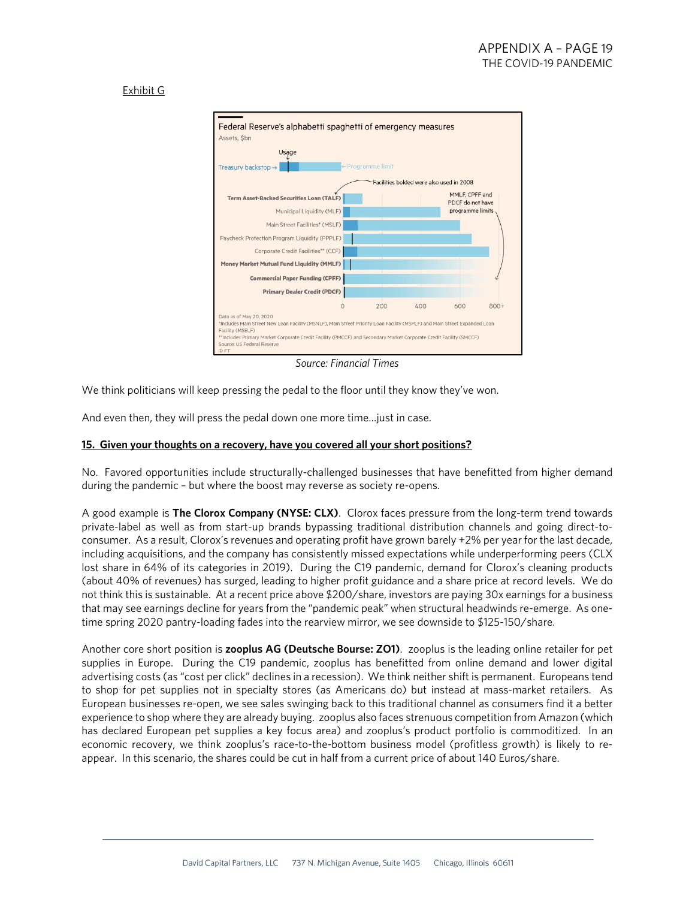Exhibit G

Federal Reserve's alphabetti spaghetti of emergency measures

Assets, $bn

Usage

Treasury backstop → ←Programme limit

Facilities bolded were also used in 2008

MMLF, CPFF and PDCF do not have programme limits

**Term Asset-Backed Securities Loan (TALF)**

Municipal Liquidity (MLF)

Main Street Facilities* (MSLF)

Paycheck Protection Program Liquidity (PPPLF)

Corporate Credit Facilities** (CCF)

**Money Market Mutual Fund Liquidity (MMLF)**

**Commercial Paper Funding (CPFF)**

**Primary Dealer Credit (PDCF)**

0 200 400 600 800+

Data as of May 20, 2020

*Includes Main Street New Loan Facility (MSNLF), Main Street Priority Loan Facility (MSPLF) and Main Street Expanded Loan Facility (MSELF)

**Includes Primary Market Corporate Credit Facility (PMCCF) and Secondary Market Corporate Credit Facility (SMCCF)

Source: US Federal Reserve

© FT

*Source: Financial Times*

We think politicians will keep pressing the pedal to the floor until they know they've won.

And even then, they will press the pedal down one more time…just in case.

**15. Given your thoughts on a recovery, have you covered all your short positions?**

No. Favored opportunities include structurally-challenged businesses that have benefitted from higher demand during the pandemic – but where the boost may reverse as society re-opens.

A good example is **The Clorox Company (NYSE: CLX)**. Clorox faces pressure from the long-term trend towards private-label as well as from start-up brands bypassing traditional distribution channels and going direct-to-consumer. As a result, Clorox's revenues and operating profit have grown barely +2% per year for the last decade, including acquisitions, and the company has consistently missed expectations while underperforming peers (CLX lost share in 64% of its categories in 2019). During the C19 pandemic, demand for Clorox's cleaning products (about 40% of revenues) has surged, leading to higher profit guidance and a share price at record levels. We do not think this is sustainable. At a recent price above $200/share, investors are paying 30x earnings for a business that may see earnings decline for years from the "pandemic peak" when structural headwinds re-emerge. As one-time spring 2020 pantry-loading fades into the rearview mirror, we see downside to $125-150/share.

Another core short position is **zooplus AG (Deutsche Bourse: ZO1)**. zooplus is the leading online retailer for pet supplies in Europe. During the C19 pandemic, zooplus has benefitted from online demand and lower digital advertising costs (as "cost per click" declines in a recession). We think neither shift is permanent. Europeans tend to shop for pet supplies not in specialty stores (as Americans do) but instead at mass-market retailers. As European businesses re-open, we see sales swinging back to this traditional channel as consumers find it a better experience to shop where they are already buying. zooplus also faces strenuous competition from Amazon (which has declared European pet supplies a key focus area) and zooplus's product portfolio is commoditized. In an economic recovery, we think zooplus's race-to-the-bottom business model (profitless growth) is likely to re-appear. In this scenario, the shares could be cut in half from a current price of about 140 Euros/share.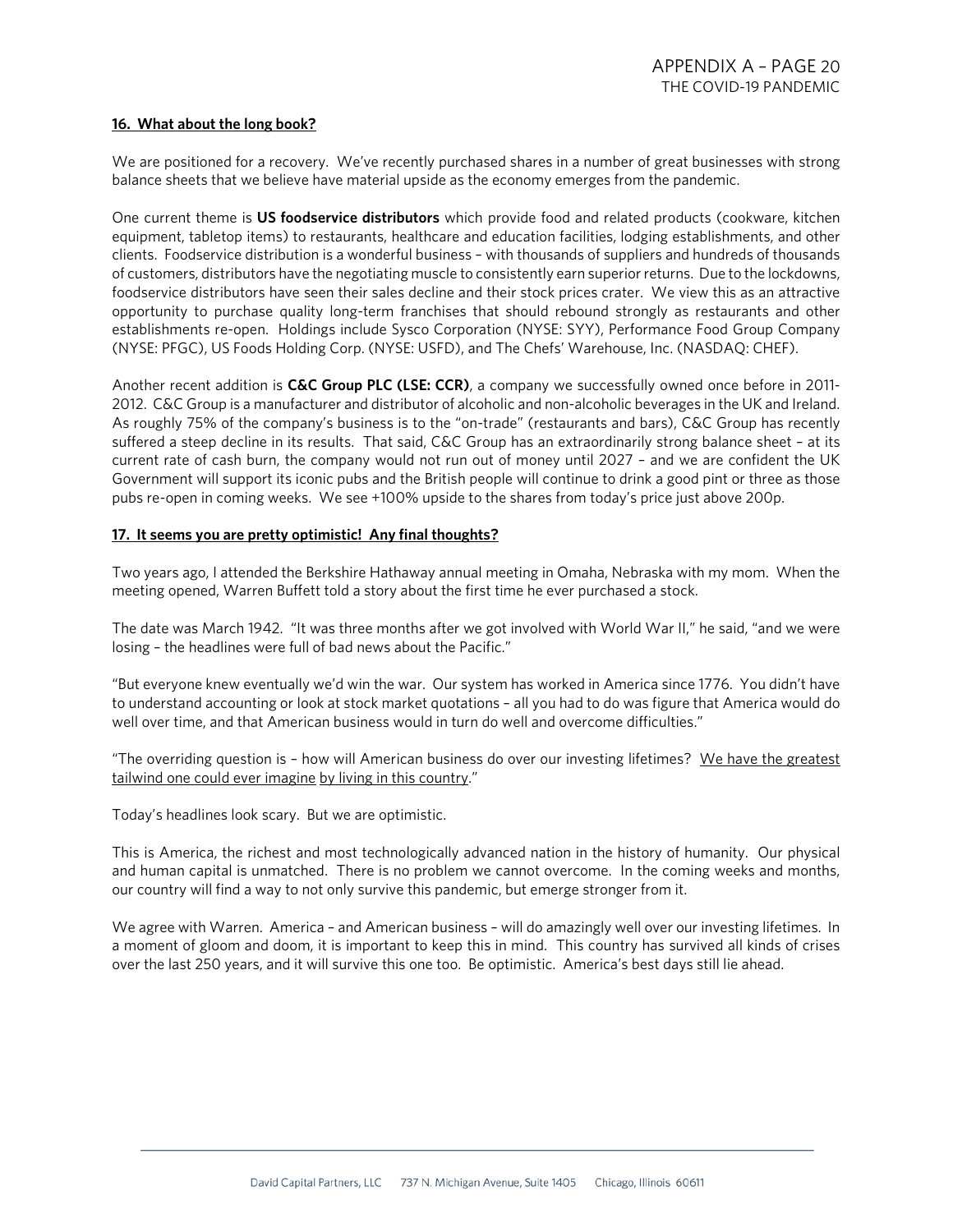### 16. What about the long book?

We are positioned for a recovery. We've recently purchased shares in a number of great businesses with strong balance sheets that we believe have material upside as the economy emerges from the pandemic.

One current theme is **US foodservice distributors** which provide food and related products (cookware, kitchen equipment, tabletop items) to restaurants, healthcare and education facilities, lodging establishments, and other clients. Foodservice distribution is a wonderful business – with thousands of suppliers and hundreds of thousands of customers, distributors have the negotiating muscle to consistently earn superior returns. Due to the lockdowns, foodservice distributors have seen their sales decline and their stock prices crater. We view this as an attractive opportunity to purchase quality long-term franchises that should rebound strongly as restaurants and other establishments re-open. Holdings include Sysco Corporation (NYSE: SYY), Performance Food Group Company (NYSE: PFGC), US Foods Holding Corp. (NYSE: USFD), and The Chefs' Warehouse, Inc. (NASDAQ: CHEF).

Another recent addition is **C&C Group PLC (LSE: CCR)**, a company we successfully owned once before in 2011-2012. C&C Group is a manufacturer and distributor of alcoholic and non-alcoholic beverages in the UK and Ireland. As roughly 75% of the company's business is to the "on-trade" (restaurants and bars), C&C Group has recently suffered a steep decline in its results. That said, C&C Group has an extraordinarily strong balance sheet – at its current rate of cash burn, the company would not run out of money until 2027 – and we are confident the UK Government will support its iconic pubs and the British people will continue to drink a good pint or three as those pubs re-open in coming weeks. We see +100% upside to the shares from today's price just above 200p.

### 17. It seems you are pretty optimistic! Any final thoughts?

Two years ago, I attended the Berkshire Hathaway annual meeting in Omaha, Nebraska with my mom. When the meeting opened, Warren Buffett told a story about the first time he ever purchased a stock.

The date was March 1942. "It was three months after we got involved with World War II," he said, "and we were losing – the headlines were full of bad news about the Pacific."

"But everyone knew eventually we'd win the war. Our system has worked in America since 1776. You didn't have to understand accounting or look at stock market quotations – all you had to do was figure that America would do well over time, and that American business would in turn do well and overcome difficulties."

"The overriding question is – how will American business do over our investing lifetimes? <u>We have the greatest tailwind one could ever imagine</u> <u>by living in this country</u>."

Today's headlines look scary. But we are optimistic.

This is America, the richest and most technologically advanced nation in the history of humanity. Our physical and human capital is unmatched. There is no problem we cannot overcome. In the coming weeks and months, our country will find a way to not only survive this pandemic, but emerge stronger from it.

We agree with Warren. America – and American business – will do amazingly well over our investing lifetimes. In a moment of gloom and doom, it is important to keep this in mind. This country has survived all kinds of crises over the last 250 years, and it will survive this one too. Be optimistic. America's best days still lie ahead.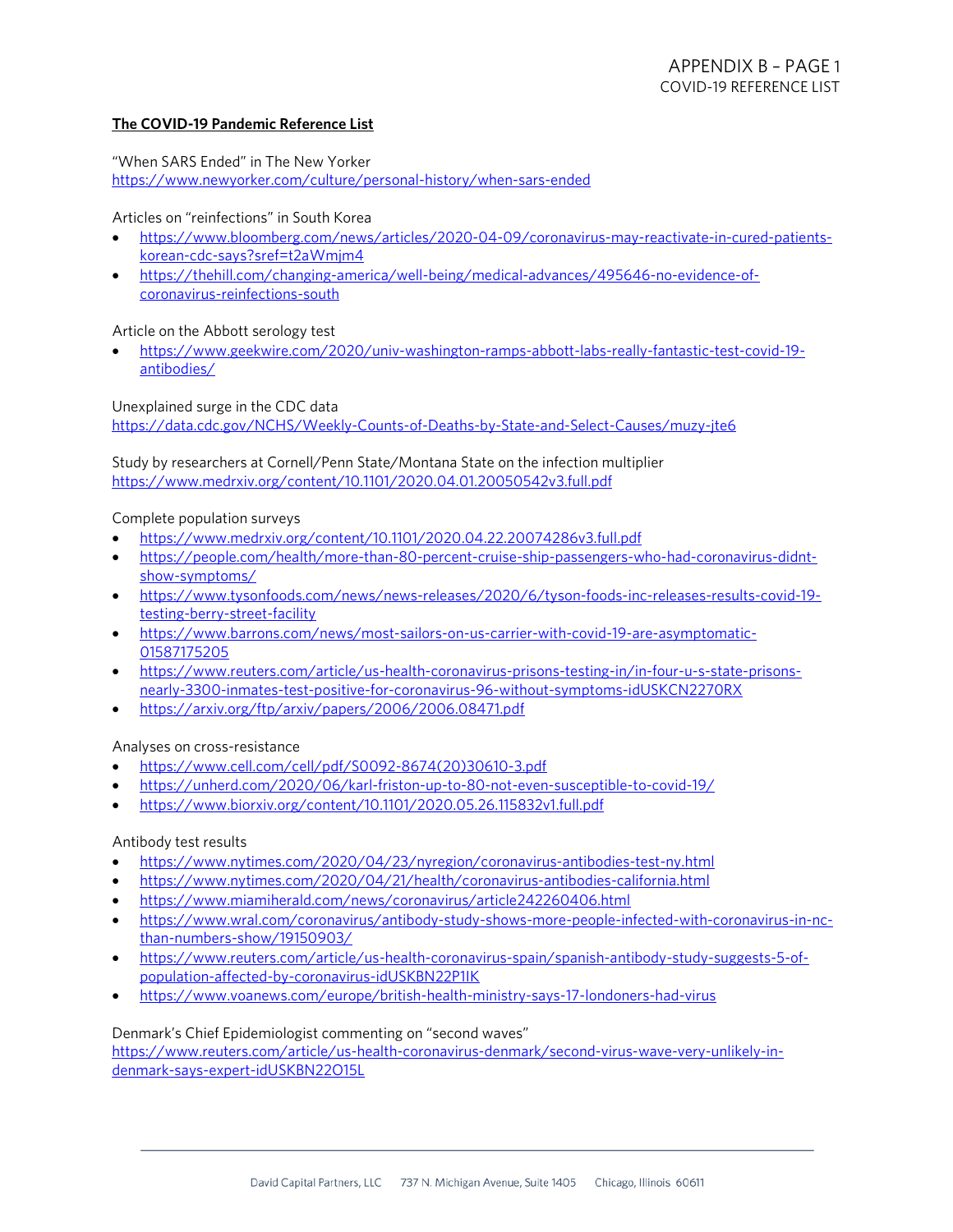**The COVID-19 Pandemic Reference List**

"When SARS Ended" in The New Yorker
https://www.newyorker.com/culture/personal-history/when-sars-ended

Articles on "reinfections" in South Korea

- https://www.bloomberg.com/news/articles/2020-04-09/coronavirus-may-reactivate-in-cured-patients-korean-cdc-says?sref=t2aWmjm4
- https://thehill.com/changing-america/well-being/medical-advances/495646-no-evidence-of-coronavirus-reinfections-south

Article on the Abbott serology test

- https://www.geekwire.com/2020/univ-washington-ramps-abbott-labs-really-fantastic-test-covid-19-antibodies/

Unexplained surge in the CDC data
https://data.cdc.gov/NCHS/Weekly-Counts-of-Deaths-by-State-and-Select-Causes/muzy-jte6

Study by researchers at Cornell/Penn State/Montana State on the infection multiplier
https://www.medrxiv.org/content/10.1101/2020.04.01.20050542v3.full.pdf

Complete population surveys

- https://www.medrxiv.org/content/10.1101/2020.04.22.20074286v3.full.pdf
- https://people.com/health/more-than-80-percent-cruise-ship-passengers-who-had-coronavirus-didnt-show-symptoms/
- https://www.tysonfoods.com/news/news-releases/2020/6/tyson-foods-inc-releases-results-covid-19-testing-berry-street-facility
- https://www.barrons.com/news/most-sailors-on-us-carrier-with-covid-19-are-asymptomatic-01587175205
- https://www.reuters.com/article/us-health-coronavirus-prisons-testing-in/in-four-u-s-state-prisons-nearly-3300-inmates-test-positive-for-coronavirus-96-without-symptoms-idUSKCN2270RX
- https://arxiv.org/ftp/arxiv/papers/2006/2006.08471.pdf

Analyses on cross-resistance

- https://www.cell.com/cell/pdf/S0092-8674(20)30610-3.pdf
- https://unherd.com/2020/06/karl-friston-up-to-80-not-even-susceptible-to-covid-19/
- https://www.biorxiv.org/content/10.1101/2020.05.26.115832v1.full.pdf

Antibody test results

- https://www.nytimes.com/2020/04/23/nyregion/coronavirus-antibodies-test-ny.html
- https://www.nytimes.com/2020/04/21/health/coronavirus-antibodies-california.html
- https://www.miamiherald.com/news/coronavirus/article242260406.html
- https://www.wral.com/coronavirus/antibody-study-shows-more-people-infected-with-coronavirus-in-nc-than-numbers-show/19150903/
- https://www.reuters.com/article/us-health-coronavirus-spain/spanish-antibody-study-suggests-5-of-population-affected-by-coronavirus-idUSKBN22P1IK
- https://www.voanews.com/europe/british-health-ministry-says-17-londoners-had-virus

Denmark's Chief Epidemiologist commenting on "second waves"
https://www.reuters.com/article/us-health-coronavirus-denmark/second-virus-wave-very-unlikely-in-denmark-says-expert-idUSKBN22O15L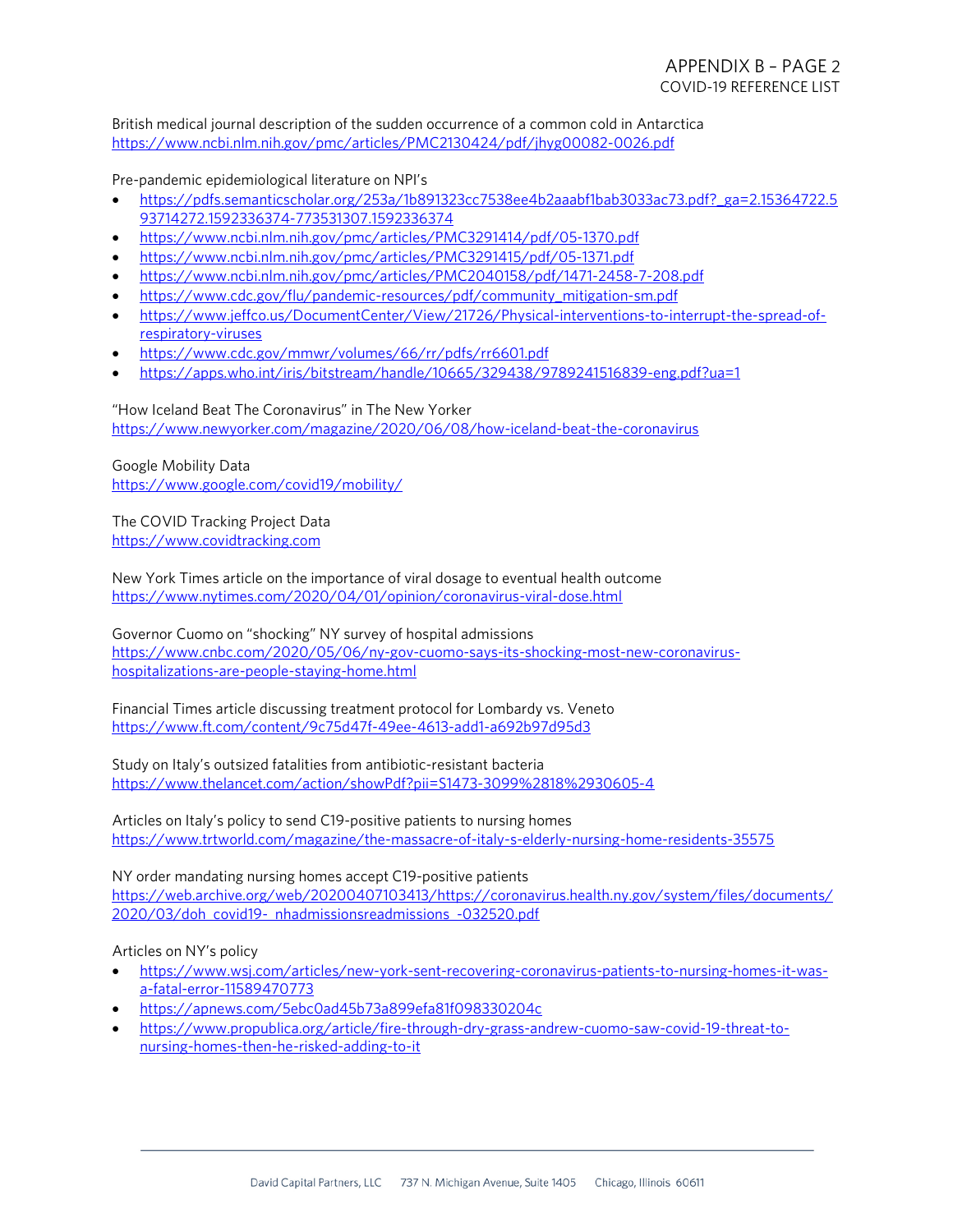British medical journal description of the sudden occurrence of a common cold in Antarctica
https://www.ncbi.nlm.nih.gov/pmc/articles/PMC2130424/pdf/jhyg00082-0026.pdf

Pre-pandemic epidemiological literature on NPI's

- https://pdfs.semanticscholar.org/253a/1b891323cc7538ee4b2aaabf1bab3033ac73.pdf?_ga=2.15364722.593714272.1592336374-773531307.1592336374
- https://www.ncbi.nlm.nih.gov/pmc/articles/PMC3291414/pdf/05-1370.pdf
- https://www.ncbi.nlm.nih.gov/pmc/articles/PMC3291415/pdf/05-1371.pdf
- https://www.ncbi.nlm.nih.gov/pmc/articles/PMC2040158/pdf/1471-2458-7-208.pdf
- https://www.cdc.gov/flu/pandemic-resources/pdf/community_mitigation-sm.pdf
- https://www.jeffco.us/DocumentCenter/View/21726/Physical-interventions-to-interrupt-the-spread-of-respiratory-viruses
- https://www.cdc.gov/mmwr/volumes/66/rr/pdfs/rr6601.pdf
- https://apps.who.int/iris/bitstream/handle/10665/329438/9789241516839-eng.pdf?ua=1

"How Iceland Beat The Coronavirus" in The New Yorker
https://www.newyorker.com/magazine/2020/06/08/how-iceland-beat-the-coronavirus

Google Mobility Data
https://www.google.com/covid19/mobility/

The COVID Tracking Project Data
https://www.covidtracking.com

New York Times article on the importance of viral dosage to eventual health outcome
https://www.nytimes.com/2020/04/01/opinion/coronavirus-viral-dose.html

Governor Cuomo on "shocking" NY survey of hospital admissions
https://www.cnbc.com/2020/05/06/ny-gov-cuomo-says-its-shocking-most-new-coronavirus-hospitalizations-are-people-staying-home.html

Financial Times article discussing treatment protocol for Lombardy vs. Veneto
https://www.ft.com/content/9c75d47f-49ee-4613-add1-a692b97d95d3

Study on Italy's outsized fatalities from antibiotic-resistant bacteria
https://www.thelancet.com/action/showPdf?pii=S1473-3099%2818%2930605-4

Articles on Italy's policy to send C19-positive patients to nursing homes
https://www.trtworld.com/magazine/the-massacre-of-italy-s-elderly-nursing-home-residents-35575

NY order mandating nursing homes accept C19-positive patients
https://web.archive.org/web/20200407103413/https://coronavirus.health.ny.gov/system/files/documents/2020/03/doh_covid19-_nhadmissionsreadmissions_-032520.pdf

Articles on NY's policy

- https://www.wsj.com/articles/new-york-sent-recovering-coronavirus-patients-to-nursing-homes-it-was-a-fatal-error-11589470773
- https://apnews.com/5ebc0ad45b73a899efa81f098330204c
- https://www.propublica.org/article/fire-through-dry-grass-andrew-cuomo-saw-covid-19-threat-to-nursing-homes-then-he-risked-adding-to-it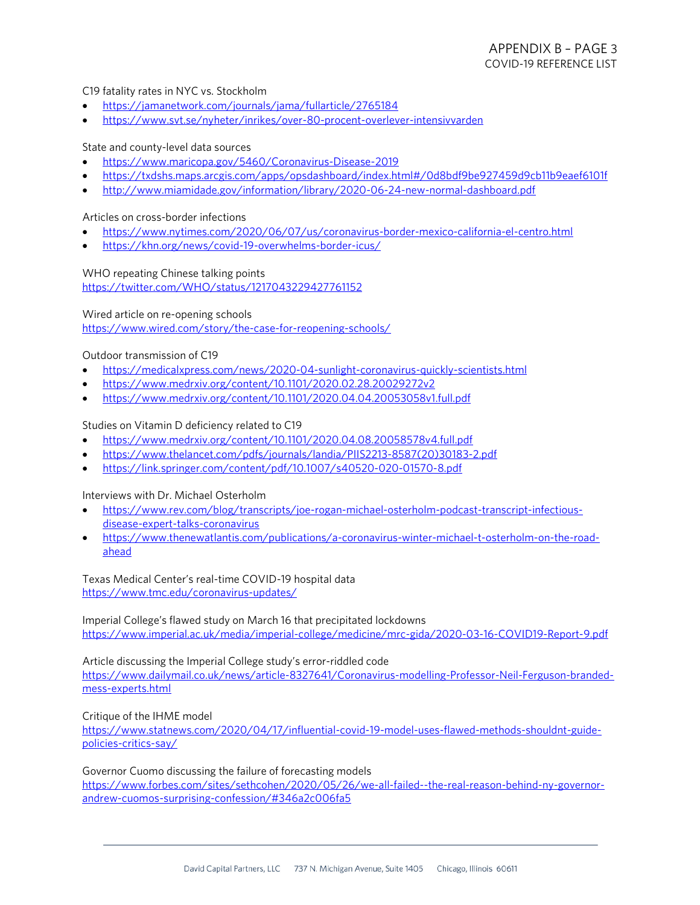# APPENDIX B – PAGE 3
## COVID-19 REFERENCE LIST

C19 fatality rates in NYC vs. Stockholm

- https://jamanetwork.com/journals/jama/fullarticle/2765184
- https://www.svt.se/nyheter/inrikes/over-80-procent-overlever-intensivvarden

State and county-level data sources

- https://www.maricopa.gov/5460/Coronavirus-Disease-2019
- https://txdshs.maps.arcgis.com/apps/opsdashboard/index.html#/0d8bdf9be927459d9cb11b9eaef6101f
- http://www.miamidade.gov/information/library/2020-06-24-new-normal-dashboard.pdf

Articles on cross-border infections

- https://www.nytimes.com/2020/06/07/us/coronavirus-border-mexico-california-el-centro.html
- https://khn.org/news/covid-19-overwhelms-border-icus/

WHO repeating Chinese talking points
https://twitter.com/WHO/status/1217043229427761152

Wired article on re-opening schools
https://www.wired.com/story/the-case-for-reopening-schools/

Outdoor transmission of C19

- https://medicalxpress.com/news/2020-04-sunlight-coronavirus-quickly-scientists.html
- https://www.medrxiv.org/content/10.1101/2020.02.28.20029272v2
- https://www.medrxiv.org/content/10.1101/2020.04.04.20053058v1.full.pdf

Studies on Vitamin D deficiency related to C19

- https://www.medrxiv.org/content/10.1101/2020.04.08.20058578v4.full.pdf
- https://www.thelancet.com/pdfs/journals/landia/PIIS2213-8587(20)30183-2.pdf
- https://link.springer.com/content/pdf/10.1007/s40520-020-01570-8.pdf

Interviews with Dr. Michael Osterholm

- https://www.rev.com/blog/transcripts/joe-rogan-michael-osterholm-podcast-transcript-infectious-disease-expert-talks-coronavirus
- https://www.thenewatlantis.com/publications/a-coronavirus-winter-michael-t-osterholm-on-the-road-ahead

Texas Medical Center's real-time COVID-19 hospital data
https://www.tmc.edu/coronavirus-updates/

Imperial College's flawed study on March 16 that precipitated lockdowns
https://www.imperial.ac.uk/media/imperial-college/medicine/mrc-gida/2020-03-16-COVID19-Report-9.pdf

Article discussing the Imperial College study's error-riddled code
https://www.dailymail.co.uk/news/article-8327641/Coronavirus-modelling-Professor-Neil-Ferguson-branded-mess-experts.html

Critique of the IHME model
https://www.statnews.com/2020/04/17/influential-covid-19-model-uses-flawed-methods-shouldnt-guide-policies-critics-say/

Governor Cuomo discussing the failure of forecasting models
https://www.forbes.com/sites/sethcohen/2020/05/26/we-all-failed--the-real-reason-behind-ny-governor-andrew-cuomos-surprising-confession/#346a2c006fa5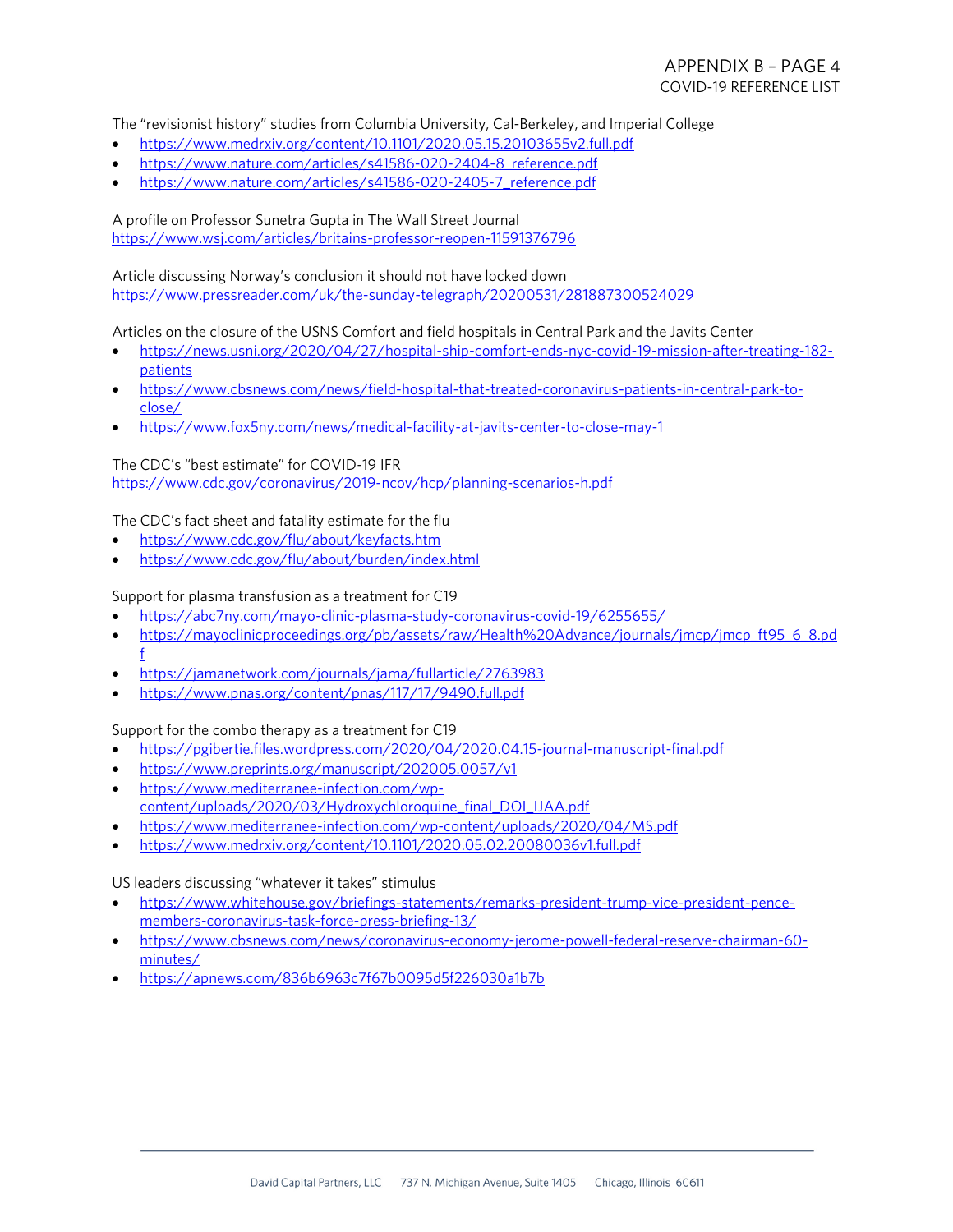## APPENDIX B – PAGE 4
### COVID-19 REFERENCE LIST

The "revisionist history" studies from Columbia University, Cal-Berkeley, and Imperial College

- https://www.medrxiv.org/content/10.1101/2020.05.15.20103655v2.full.pdf
- https://www.nature.com/articles/s41586-020-2404-8_reference.pdf
- https://www.nature.com/articles/s41586-020-2405-7_reference.pdf

A profile on Professor Sunetra Gupta in The Wall Street Journal
https://www.wsj.com/articles/britains-professor-reopen-11591376796

Article discussing Norway's conclusion it should not have locked down
https://www.pressreader.com/uk/the-sunday-telegraph/20200531/281887300524029

Articles on the closure of the USNS Comfort and field hospitals in Central Park and the Javits Center

- https://news.usni.org/2020/04/27/hospital-ship-comfort-ends-nyc-covid-19-mission-after-treating-182-patients
- https://www.cbsnews.com/news/field-hospital-that-treated-coronavirus-patients-in-central-park-to-close/
- https://www.fox5ny.com/news/medical-facility-at-javits-center-to-close-may-1

The CDC's "best estimate" for COVID-19 IFR
https://www.cdc.gov/coronavirus/2019-ncov/hcp/planning-scenarios-h.pdf

The CDC's fact sheet and fatality estimate for the flu

- https://www.cdc.gov/flu/about/keyfacts.htm
- https://www.cdc.gov/flu/about/burden/index.html

Support for plasma transfusion as a treatment for C19

- https://abc7ny.com/mayo-clinic-plasma-study-coronavirus-covid-19/6255655/
- https://mayoclinicproceedings.org/pb/assets/raw/Health%20Advance/journals/jmcp/jmcp_ft95_6_8.pdf
- https://jamanetwork.com/journals/jama/fullarticle/2763983
- https://www.pnas.org/content/pnas/117/17/9490.full.pdf

Support for the combo therapy as a treatment for C19

- https://pgibertie.files.wordpress.com/2020/04/2020.04.15-journal-manuscript-final.pdf
- https://www.preprints.org/manuscript/202005.0057/v1
- https://www.mediterranee-infection.com/wp-content/uploads/2020/03/Hydroxychloroquine_final_DOI_IJAA.pdf
- https://www.mediterranee-infection.com/wp-content/uploads/2020/04/MS.pdf
- https://www.medrxiv.org/content/10.1101/2020.05.02.20080036v1.full.pdf

US leaders discussing "whatever it takes" stimulus

- https://www.whitehouse.gov/briefings-statements/remarks-president-trump-vice-president-pence-members-coronavirus-task-force-press-briefing-13/
- https://www.cbsnews.com/news/coronavirus-economy-jerome-powell-federal-reserve-chairman-60-minutes/
- https://apnews.com/836b6963c7f67b0095d5f226030a1b7b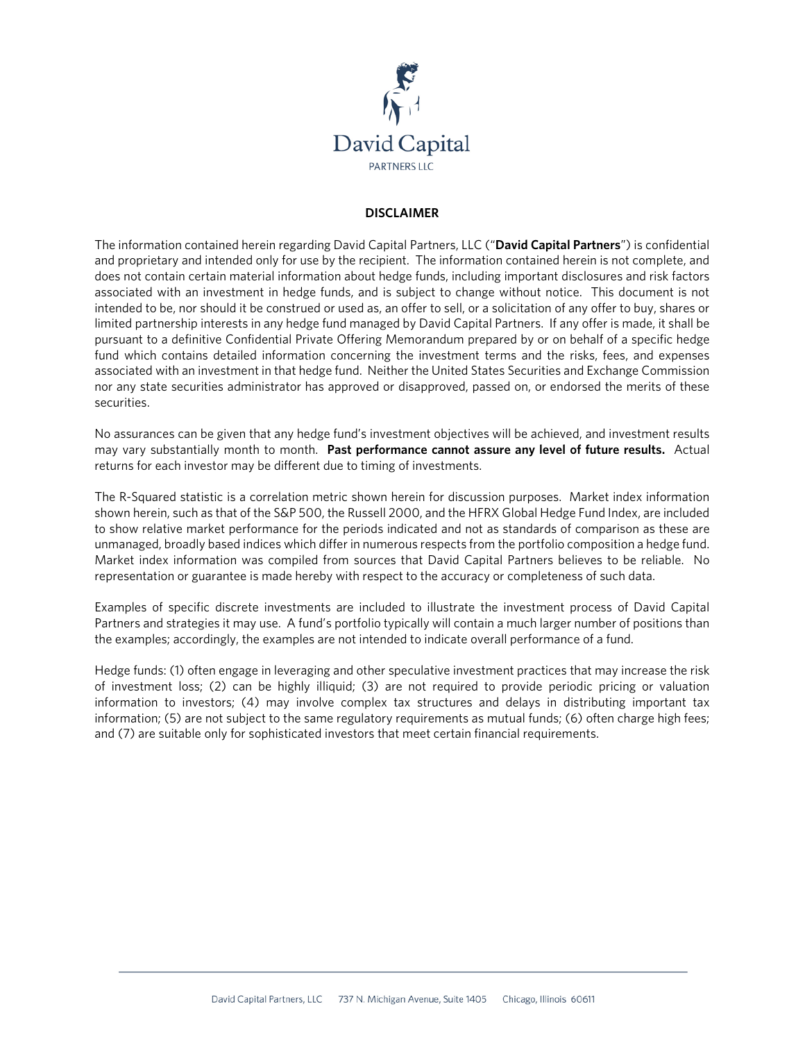David Capital

PARTNERS LLC

**DISCLAIMER**

The information contained herein regarding David Capital Partners, LLC ("**David Capital Partners**") is confidential and proprietary and intended only for use by the recipient. The information contained herein is not complete, and does not contain certain material information about hedge funds, including important disclosures and risk factors associated with an investment in hedge funds, and is subject to change without notice. This document is not intended to be, nor should it be construed or used as, an offer to sell, or a solicitation of any offer to buy, shares or limited partnership interests in any hedge fund managed by David Capital Partners. If any offer is made, it shall be pursuant to a definitive Confidential Private Offering Memorandum prepared by or on behalf of a specific hedge fund which contains detailed information concerning the investment terms and the risks, fees, and expenses associated with an investment in that hedge fund. Neither the United States Securities and Exchange Commission nor any state securities administrator has approved or disapproved, passed on, or endorsed the merits of these securities.

No assurances can be given that any hedge fund's investment objectives will be achieved, and investment results may vary substantially month to month. **Past performance cannot assure any level of future results.** Actual returns for each investor may be different due to timing of investments.

The R-Squared statistic is a correlation metric shown herein for discussion purposes. Market index information shown herein, such as that of the S&P 500, the Russell 2000, and the HFRX Global Hedge Fund Index, are included to show relative market performance for the periods indicated and not as standards of comparison as these are unmanaged, broadly based indices which differ in numerous respects from the portfolio composition a hedge fund. Market index information was compiled from sources that David Capital Partners believes to be reliable. No representation or guarantee is made hereby with respect to the accuracy or completeness of such data.

Examples of specific discrete investments are included to illustrate the investment process of David Capital Partners and strategies it may use. A fund's portfolio typically will contain a much larger number of positions than the examples; accordingly, the examples are not intended to indicate overall performance of a fund.

Hedge funds: (1) often engage in leveraging and other speculative investment practices that may increase the risk of investment loss; (2) can be highly illiquid; (3) are not required to provide periodic pricing or valuation information to investors; (4) may involve complex tax structures and delays in distributing important tax information; (5) are not subject to the same regulatory requirements as mutual funds; (6) often charge high fees; and (7) are suitable only for sophisticated investors that meet certain financial requirements.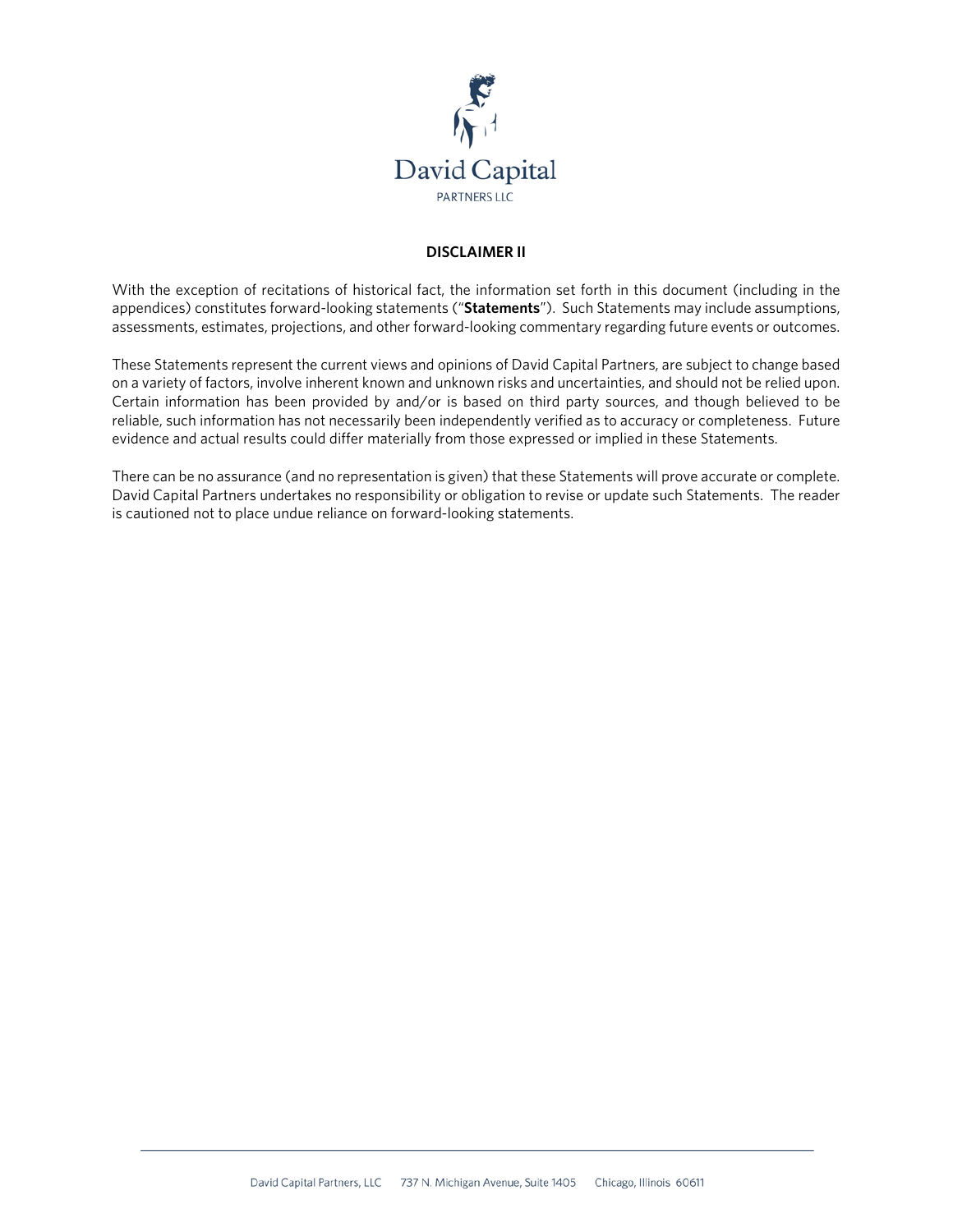David Capital

PARTNERS LLC

## DISCLAIMER II

With the exception of recitations of historical fact, the information set forth in this document (including in the appendices) constitutes forward-looking statements ("**Statements**"). Such Statements may include assumptions, assessments, estimates, projections, and other forward-looking commentary regarding future events or outcomes.

These Statements represent the current views and opinions of David Capital Partners, are subject to change based on a variety of factors, involve inherent known and unknown risks and uncertainties, and should not be relied upon. Certain information has been provided by and/or is based on third party sources, and though believed to be reliable, such information has not necessarily been independently verified as to accuracy or completeness. Future evidence and actual results could differ materially from those expressed or implied in these Statements.

There can be no assurance (and no representation is given) that these Statements will prove accurate or complete. David Capital Partners undertakes no responsibility or obligation to revise or update such Statements. The reader is cautioned not to place undue reliance on forward-looking statements.

David Capital Partners, LLC 737 N. Michigan Avenue, Suite 1405 Chicago, Illinois 60611